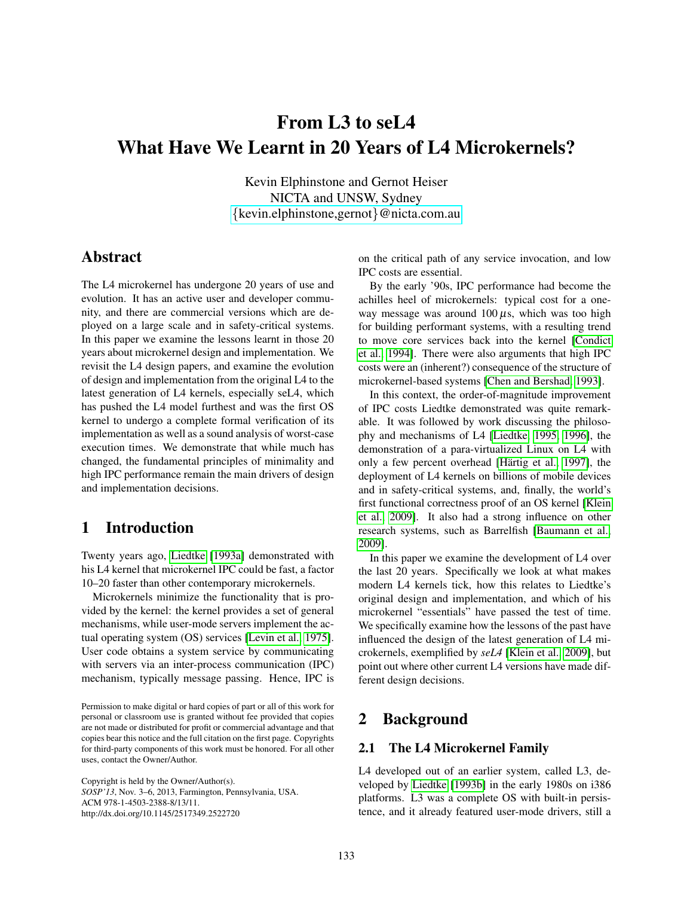# From L3 to seL4
# What Have We Learnt in 20 Years of L4 Microkernels?

Kevin Elphinstone and Gernot Heiser
NICTA and UNSW, Sydney
{kevin.elphinstone,gernot}@nicta.com.au

## Abstract

The L4 microkernel has undergone 20 years of use and evolution. It has an active user and developer community, and there are commercial versions which are deployed on a large scale and in safety-critical systems. In this paper we examine the lessons learnt in those 20 years about microkernel design and implementation. We revisit the L4 design papers, and examine the evolution of design and implementation from the original L4 to the latest generation of L4 kernels, especially seL4, which has pushed the L4 model furthest and was the first OS kernel to undergo a complete formal verification of its implementation as well as a sound analysis of worst-case execution times. We demonstrate that while much has changed, the fundamental principles of minimality and high IPC performance remain the main drivers of design and implementation decisions.

## 1 Introduction

Twenty years ago, Liedtke [1993a] demonstrated with his L4 kernel that microkernel IPC could be fast, a factor 10–20 faster than other contemporary microkernels.

Microkernels minimize the functionality that is provided by the kernel: the kernel provides a set of general mechanisms, while user-mode servers implement the actual operating system (OS) services [Levin et al. 1975]. User code obtains a system service by communicating with servers via an inter-process communication (IPC) mechanism, typically message passing. Hence, IPC is on the critical path of any service invocation, and low IPC costs are essential.

By the early '90s, IPC performance had become the achilles heel of microkernels: typical cost for a one-way message was around 100 $\mu$s, which was too high for building performant systems, with a resulting trend to move core services back into the kernel [Condict et al. 1994]. There were also arguments that high IPC costs were an (inherent?) consequence of the structure of microkernel-based systems [Chen and Bershad 1993].

In this context, the order-of-magnitude improvement of IPC costs Liedtke demonstrated was quite remarkable. It was followed by work discussing the philosophy and mechanisms of L4 [Liedtke 1995, 1996], the demonstration of a para-virtualized Linux on L4 with only a few percent overhead [Härtig et al. 1997], the deployment of L4 kernels on billions of mobile devices and in safety-critical systems, and, finally, the world's first functional correctness proof of an OS kernel [Klein et al. 2009]. It also had a strong influence on other research systems, such as Barrelfish [Baumann et al. 2009].

In this paper we examine the development of L4 over the last 20 years. Specifically we look at what makes modern L4 kernels tick, how this relates to Liedtke's original design and implementation, and which of his microkernel "essentials" have passed the test of time. We specifically examine how the lessons of the past have influenced the design of the latest generation of L4 microkernels, exemplified by *seL4* [Klein et al. 2009], but point out where other current L4 versions have made different design decisions.

## 2 Background

### 2.1 The L4 Microkernel Family

L4 developed out of an earlier system, called L3, developed by Liedtke [1993b] in the early 1980s on i386 platforms. L3 was a complete OS with built-in persistence, and it already featured user-mode drivers, still a

Permission to make digital or hard copies of part or all of this work for personal or classroom use is granted without fee provided that copies are not made or distributed for profit or commercial advantage and that copies bear this notice and the full citation on the first page. Copyrights for third-party components of this work must be honored. For all other uses, contact the Owner/Author.

Copyright is held by the Owner/Author(s).
*SOSP'13*, Nov. 3–6, 2013, Farmington, Pennsylvania, USA.
ACM 978-1-4503-2388-8/13/11.
http://dx.doi.org/10.1145/2517349.2522720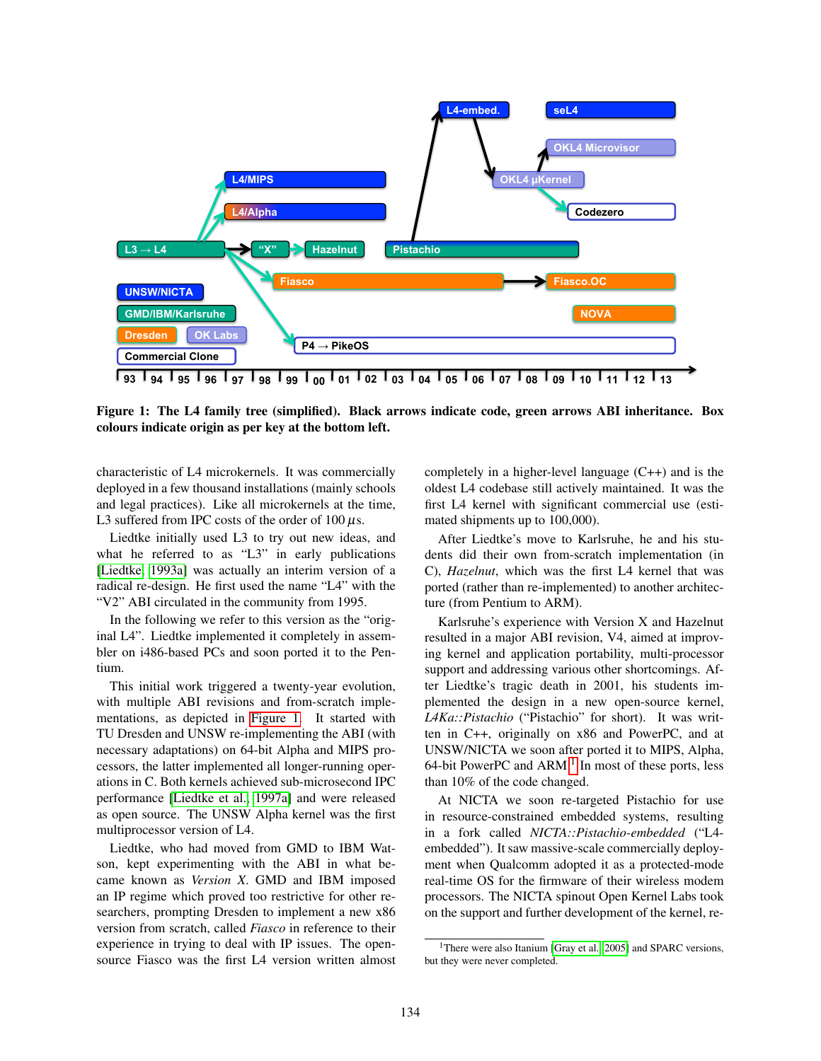Figure 1: The L4 family tree (simplified). Black arrows indicate code, green arrows ABI inheritance. Box colours indicate origin as per key at the bottom left.

characteristic of L4 microkernels. It was commercially deployed in a few thousand installations (mainly schools and legal practices). Like all microkernels at the time, L3 suffered from IPC costs of the order of 100 $\mu$s.

Liedtke initially used L3 to try out new ideas, and what he referred to as "L3" in early publications [Liedtke, 1993a] was actually an interim version of a radical re-design. He first used the name "L4" with the "V2" ABI circulated in the community from 1995.

In the following we refer to this version as the "original L4". Liedtke implemented it completely in assembler on i486-based PCs and soon ported it to the Pentium.

This initial work triggered a twenty-year evolution, with multiple ABI revisions and from-scratch implementations, as depicted in Figure 1. It started with TU Dresden and UNSW re-implementing the ABI (with necessary adaptations) on 64-bit Alpha and MIPS processors, the latter implemented all longer-running operations in C. Both kernels achieved sub-microsecond IPC performance [Liedtke et al., 1997a] and were released as open source. The UNSW Alpha kernel was the first multiprocessor version of L4.

Liedtke, who had moved from GMD to IBM Watson, kept experimenting with the ABI in what became known as *Version X*. GMD and IBM imposed an IP regime which proved too restrictive for other researchers, prompting Dresden to implement a new x86 version from scratch, called *Fiasco* in reference to their experience in trying to deal with IP issues. The open-source Fiasco was the first L4 version written almost completely in a higher-level language (C++) and is the oldest L4 codebase still actively maintained. It was the first L4 kernel with significant commercial use (estimated shipments up to 100,000).

After Liedtke's move to Karlsruhe, he and his students did their own from-scratch implementation (in C), *Hazelnut*, which was the first L4 kernel that was ported (rather than re-implemented) to another architecture (from Pentium to ARM).

Karlsruhe's experience with Version X and Hazelnut resulted in a major ABI revision, V4, aimed at improving kernel and application portability, multi-processor support and addressing various other shortcomings. After Liedtke's tragic death in 2001, his students implemented the design in a new open-source kernel, *L4Ka::Pistachio* ("Pistachio" for short). It was written in C++, originally on x86 and PowerPC, and at UNSW/NICTA we soon after ported it to MIPS, Alpha, 64-bit PowerPC and ARM.[1] In most of these ports, less than 10% of the code changed.

At NICTA we soon re-targeted Pistachio for use in resource-constrained embedded systems, resulting in a fork called *NICTA::Pistachio-embedded* ("L4-embedded"). It saw massive-scale commercially deployment when Qualcomm adopted it as a protected-mode real-time OS for the firmware of their wireless modem processors. The NICTA spinout Open Kernel Labs took on the support and further development of the kernel, re-

[1] There were also Itanium [Gray et al., 2005] and SPARC versions, but they were never completed.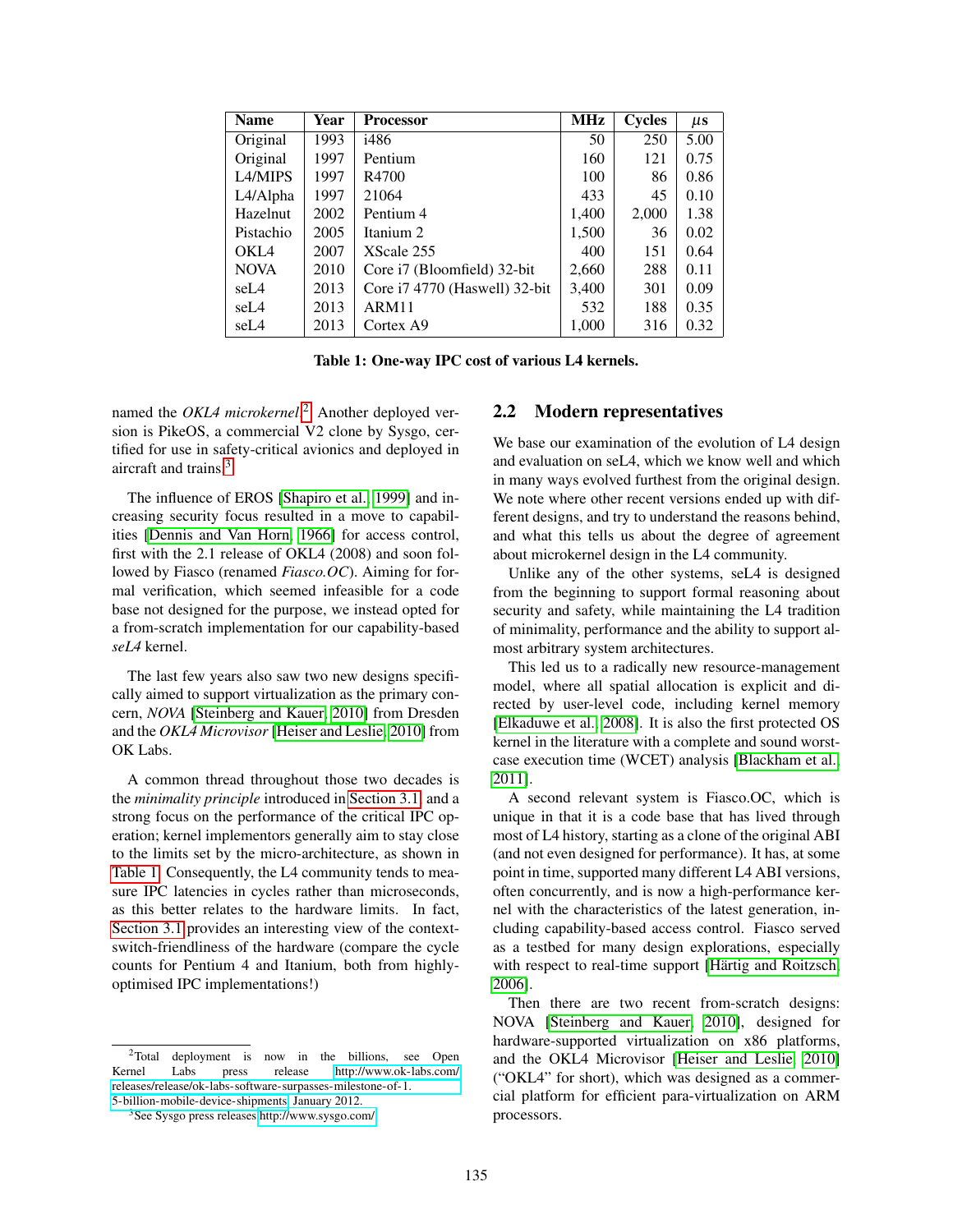| Name | Year | Processor | MHz | Cycles | $\mu$s |
|---|---|---|---|---|---|
| Original | 1993 | i486 | 50 | 250 | 5.00 |
| Original | 1997 | Pentium | 160 | 121 | 0.75 |
| L4/MIPS | 1997 | R4700 | 100 | 86 | 0.86 |
| L4/Alpha | 1997 | 21064 | 433 | 45 | 0.10 |
| Hazelnut | 2002 | Pentium 4 | 1,400 | 2,000 | 1.38 |
| Pistachio | 2005 | Itanium 2 | 1,500 | 36 | 0.02 |
| OKL4 | 2007 | XScale 255 | 400 | 151 | 0.64 |
| NOVA | 2010 | Core i7 (Bloomfield) 32-bit | 2,660 | 288 | 0.11 |
| seL4 | 2013 | Core i7 4770 (Haswell) 32-bit | 3,400 | 301 | 0.09 |
| seL4 | 2013 | ARM11 | 532 | 188 | 0.35 |
| seL4 | 2013 | Cortex A9 | 1,000 | 316 | 0.32 |

**Table 1: One-way IPC cost of various L4 kernels.**

named the *OKL4 microkernel*.[2] Another deployed version is PikeOS, a commercial V2 clone by Sysgo, certified for use in safety-critical avionics and deployed in aircraft and trains.[3]

The influence of EROS [Shapiro et al. 1999] and increasing security focus resulted in a move to capabilities [Dennis and Van Horn 1966] for access control, first with the 2.1 release of OKL4 (2008) and soon followed by Fiasco (renamed *Fiasco.OC*). Aiming for formal verification, which seemed infeasible for a code base not designed for the purpose, we instead opted for a from-scratch implementation for our capability-based *seL4* kernel.

The last few years also saw two new designs specifically aimed to support virtualization as the primary concern, *NOVA* [Steinberg and Kauer 2010] from Dresden and the *OKL4 Microvisor* [Heiser and Leslie 2010] from OK Labs.

A common thread throughout those two decades is the *minimality principle* introduced in Section 3.1, and a strong focus on the performance of the critical IPC operation; kernel implementors generally aim to stay close to the limits set by the micro-architecture, as shown in Table 1. Consequently, the L4 community tends to measure IPC latencies in cycles rather than microseconds, as this better relates to the hardware limits. In fact, Section 3.1 provides an interesting view of the context-switch-friendliness of the hardware (compare the cycle counts for Pentium 4 and Itanium, both from highly-optimised IPC implementations!)

## 2.2 Modern representatives

We base our examination of the evolution of L4 design and evaluation on seL4, which we know well and which in many ways evolved furthest from the original design. We note where other recent versions ended up with different designs, and try to understand the reasons behind, and what this tells us about the degree of agreement about microkernel design in the L4 community.

Unlike any of the other systems, seL4 is designed from the beginning to support formal reasoning about security and safety, while maintaining the L4 tradition of minimality, performance and the ability to support almost arbitrary system architectures.

This led us to a radically new resource-management model, where all spatial allocation is explicit and directed by user-level code, including kernel memory [Elkaduwe et al. 2008]. It is also the first protected OS kernel in the literature with a complete and sound worst-case execution time (WCET) analysis [Blackham et al. 2011].

A second relevant system is Fiasco.OC, which is unique in that it is a code base that has lived through most of L4 history, starting as a clone of the original ABI (and not even designed for performance). It has, at some point in time, supported many different L4 ABI versions, often concurrently, and is now a high-performance kernel with the characteristics of the latest generation, including capability-based access control. Fiasco served as a testbed for many design explorations, especially with respect to real-time support [Härtig and Roitzsch 2006].

Then there are two recent from-scratch designs: NOVA [Steinberg and Kauer 2010], designed for hardware-supported virtualization on x86 platforms, and the OKL4 Microvisor [Heiser and Leslie 2010] ("OKL4" for short), which was designed as a commercial platform for efficient para-virtualization on ARM processors.

[2] Total deployment is now in the billions, see Open Kernel Labs press release http://www.ok-labs.com/releases/release/ok-labs-software-surpasses-milestone-of-1.5-billion-mobile-device-shipments, January 2012.

[3] See Sysgo press releases http://www.sysgo.com/.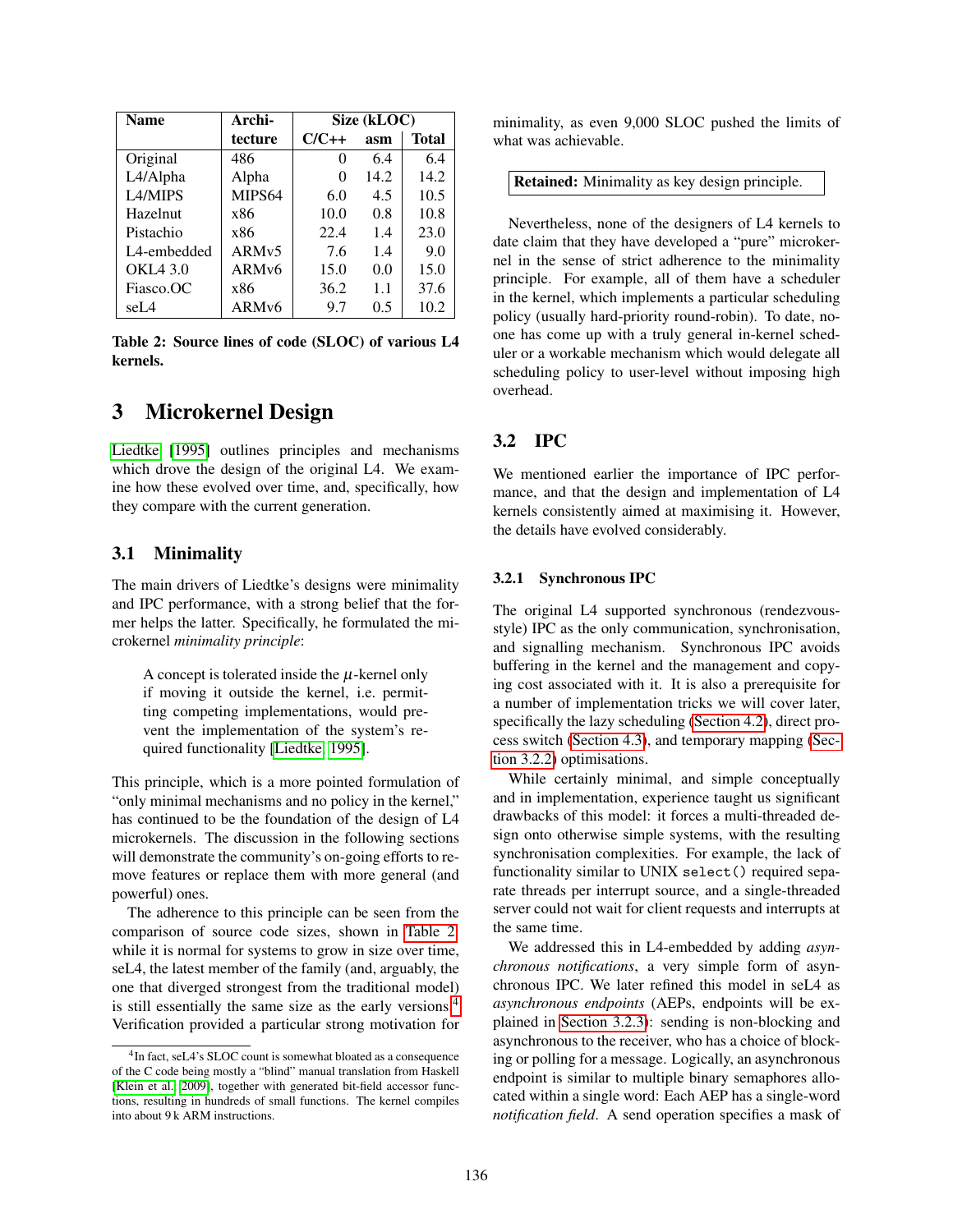| Name | Archi-tecture | Size (kLOC) | | |
|---|---|---|---|---|
| | | C/C++ | asm | Total |
| Original | 486 | 0 | 6.4 | 6.4 |
| L4/Alpha | Alpha | 0 | 14.2 | 14.2 |
| L4/MIPS | MIPS64 | 6.0 | 4.5 | 10.5 |
| Hazelnut | x86 | 10.0 | 0.8 | 10.8 |
| Pistachio | x86 | 22.4 | 1.4 | 23.0 |
| L4-embedded | ARMv5 | 7.6 | 1.4 | 9.0 |
| OKL4 3.0 | ARMv6 | 15.0 | 0.0 | 15.0 |
| Fiasco.OC | x86 | 36.2 | 1.1 | 37.6 |
| seL4 | ARMv6 | 9.7 | 0.5 | 10.2 |

**Table 2: Source lines of code (SLOC) of various L4 kernels.**

# 3 Microkernel Design

Liedtke [1995] outlines principles and mechanisms which drove the design of the original L4. We examine how these evolved over time, and, specifically, how they compare with the current generation.

## 3.1 Minimality

The main drivers of Liedtke's designs were minimality and IPC performance, with a strong belief that the former helps the latter. Specifically, he formulated the microkernel *minimality principle*:

> A concept is tolerated inside the $\mu$-kernel only if moving it outside the kernel, i.e. permitting competing implementations, would prevent the implementation of the system's required functionality [Liedtke 1995].

This principle, which is a more pointed formulation of "only minimal mechanisms and no policy in the kernel," has continued to be the foundation of the design of L4 microkernels. The discussion in the following sections will demonstrate the community's on-going efforts to remove features or replace them with more general (and powerful) ones.

The adherence to this principle can be seen from the comparison of source code sizes, shown in Table 2: while it is normal for systems to grow in size over time, seL4, the latest member of the family (and, arguably, the one that diverged strongest from the traditional model) is still essentially the same size as the early versions.[4] Verification provided a particular strong motivation for minimality, as even 9,000 SLOC pushed the limits of what was achievable.

**Retained:** Minimality as key design principle.

Nevertheless, none of the designers of L4 kernels to date claim that they have developed a "pure" microkernel in the sense of strict adherence to the minimality principle. For example, all of them have a scheduler in the kernel, which implements a particular scheduling policy (usually hard-priority round-robin). To date, noone has come up with a truly general in-kernel scheduler or a workable mechanism which would delegate all scheduling policy to user-level without imposing high overhead.

## 3.2 IPC

We mentioned earlier the importance of IPC performance, and that the design and implementation of L4 kernels consistently aimed at maximising it. However, the details have evolved considerably.

### 3.2.1 Synchronous IPC

The original L4 supported synchronous (rendezvous-style) IPC as the only communication, synchronisation, and signalling mechanism. Synchronous IPC avoids buffering in the kernel and the management and copying cost associated with it. It is also a prerequisite for a number of implementation tricks we will cover later, specifically the lazy scheduling (Section 4.2), direct process switch (Section 4.3), and temporary mapping (Section 3.2.2) optimisations.

While certainly minimal, and simple conceptually and in implementation, experience taught us significant drawbacks of this model: it forces a multi-threaded design onto otherwise simple systems, with the resulting synchronisation complexities. For example, the lack of functionality similar to UNIX `select()` required separate threads per interrupt source, and a single-threaded server could not wait for client requests and interrupts at the same time.

We addressed this in L4-embedded by adding *asynchronous notifications*, a very simple form of asynchronous IPC. We later refined this model in seL4 as *asynchronous endpoints* (AEPs, endpoints will be explained in Section 3.2.3): sending is non-blocking and asynchronous to the receiver, who has a choice of blocking or polling for a message. Logically, an asynchronous endpoint is similar to multiple binary semaphores allocated within a single word: Each AEP has a single-word *notification field*. A send operation specifies a mask of

[4] In fact, seL4's SLOC count is somewhat bloated as a consequence of the C code being mostly a "blind" manual translation from Haskell [Klein et al. 2009], together with generated bit-field accessor functions, resulting in hundreds of small functions. The kernel compiles into about 9 k ARM instructions.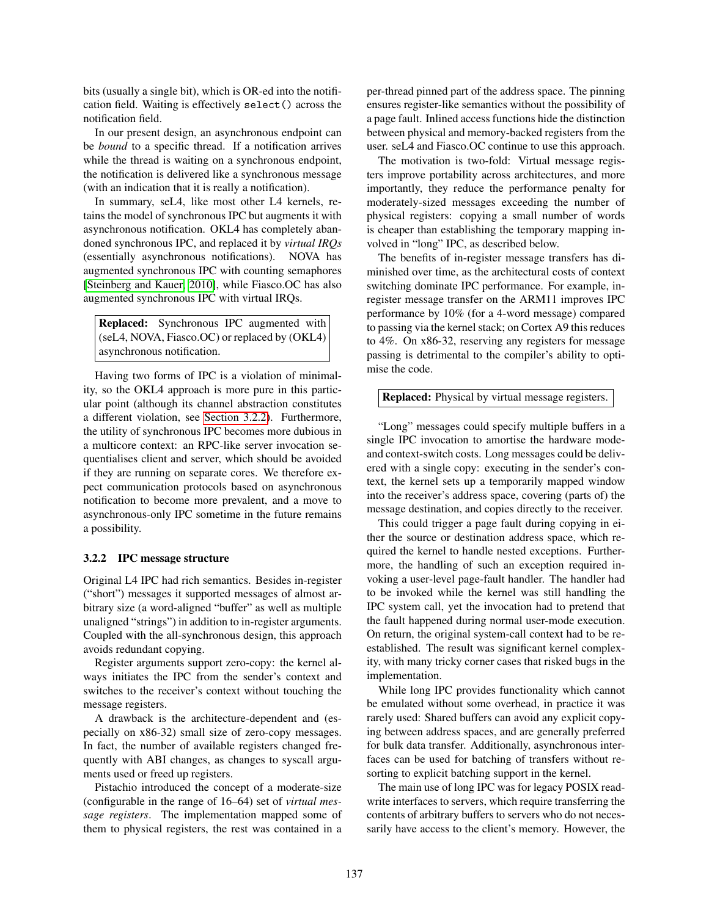bits (usually a single bit), which is OR-ed into the notification field. Waiting is effectively `select()` across the notification field.

In our present design, an asynchronous endpoint can be *bound* to a specific thread. If a notification arrives while the thread is waiting on a synchronous endpoint, the notification is delivered like a synchronous message (with an indication that it is really a notification).

In summary, seL4, like most other L4 kernels, retains the model of synchronous IPC but augments it with asynchronous notification. OKL4 has completely abandoned synchronous IPC, and replaced it by *virtual IRQs* (essentially asynchronous notifications). NOVA has augmented synchronous IPC with counting semaphores [Steinberg and Kauer, 2010], while Fiasco.OC has also augmented synchronous IPC with virtual IRQs.

> **Replaced:** Synchronous IPC augmented with (seL4, NOVA, Fiasco.OC) or replaced by (OKL4) asynchronous notification.

Having two forms of IPC is a violation of minimality, so the OKL4 approach is more pure in this particular point (although its channel abstraction constitutes a different violation, see Section 3.2.2). Furthermore, the utility of synchronous IPC becomes more dubious in a multicore context: an RPC-like server invocation sequentialises client and server, which should be avoided if they are running on separate cores. We therefore expect communication protocols based on asynchronous notification to become more prevalent, and a move to asynchronous-only IPC sometime in the future remains a possibility.

### 3.2.2 IPC message structure

Original L4 IPC had rich semantics. Besides in-register ("short") messages it supported messages of almost arbitrary size (a word-aligned "buffer" as well as multiple unaligned "strings") in addition to in-register arguments. Coupled with the all-synchronous design, this approach avoids redundant copying.

Register arguments support zero-copy: the kernel always initiates the IPC from the sender's context and switches to the receiver's context without touching the message registers.

A drawback is the architecture-dependent and (especially on x86-32) small size of zero-copy messages. In fact, the number of available registers changed frequently with ABI changes, as changes to syscall arguments used or freed up registers.

Pistachio introduced the concept of a moderate-size (configurable in the range of 16–64) set of *virtual message registers*. The implementation mapped some of them to physical registers, the rest was contained in a per-thread pinned part of the address space. The pinning ensures register-like semantics without the possibility of a page fault. Inlined access functions hide the distinction between physical and memory-backed registers from the user. seL4 and Fiasco.OC continue to use this approach.

The motivation is two-fold: Virtual message registers improve portability across architectures, and more importantly, they reduce the performance penalty for moderately-sized messages exceeding the number of physical registers: copying a small number of words is cheaper than establishing the temporary mapping involved in "long" IPC, as described below.

The benefits of in-register message transfers has diminished over time, as the architectural costs of context switching dominate IPC performance. For example, in-register message transfer on the ARM11 improves IPC performance by 10% (for a 4-word message) compared to passing via the kernel stack; on Cortex A9 this reduces to 4%. On x86-32, reserving any registers for message passing is detrimental to the compiler's ability to optimise the code.

> **Replaced:** Physical by virtual message registers.

"Long" messages could specify multiple buffers in a single IPC invocation to amortise the hardware mode- and context-switch costs. Long messages could be delivered with a single copy: executing in the sender's context, the kernel sets up a temporarily mapped window into the receiver's address space, covering (parts of) the message destination, and copies directly to the receiver.

This could trigger a page fault during copying in either the source or destination address space, which required the kernel to handle nested exceptions. Furthermore, the handling of such an exception required invoking a user-level page-fault handler. The handler had to be invoked while the kernel was still handling the IPC system call, yet the invocation had to pretend that the fault happened during normal user-mode execution. On return, the original system-call context had to be re-established. The result was significant kernel complexity, with many tricky corner cases that risked bugs in the implementation.

While long IPC provides functionality which cannot be emulated without some overhead, in practice it was rarely used: Shared buffers can avoid any explicit copying between address spaces, and are generally preferred for bulk data transfer. Additionally, asynchronous interfaces can be used for batching of transfers without resorting to explicit batching support in the kernel.

The main use of long IPC was for legacy POSIX read-write interfaces to servers, which require transferring the contents of arbitrary buffers to servers who do not necessarily have access to the client's memory. However, the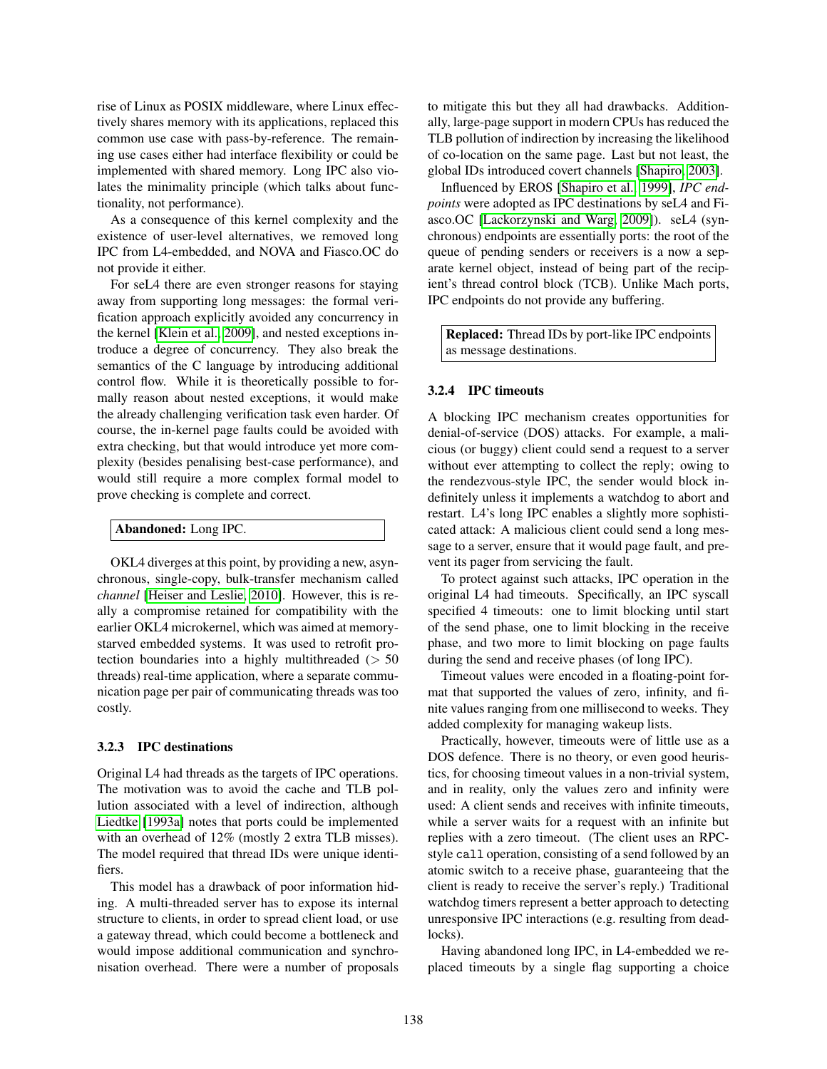rise of Linux as POSIX middleware, where Linux effectively shares memory with its applications, replaced this common use case with pass-by-reference. The remaining use cases either had interface flexibility or could be implemented with shared memory. Long IPC also violates the minimality principle (which talks about functionality, not performance).

As a consequence of this kernel complexity and the existence of user-level alternatives, we removed long IPC from L4-embedded, and NOVA and Fiasco.OC do not provide it either.

For seL4 there are even stronger reasons for staying away from supporting long messages: the formal verification approach explicitly avoided any concurrency in the kernel [Klein et al., 2009], and nested exceptions introduce a degree of concurrency. They also break the semantics of the C language by introducing additional control flow. While it is theoretically possible to formally reason about nested exceptions, it would make the already challenging verification task even harder. Of course, the in-kernel page faults could be avoided with extra checking, but that would introduce yet more complexity (besides penalising best-case performance), and would still require a more complex formal model to prove checking is complete and correct.

**Abandoned:** Long IPC.

OKL4 diverges at this point, by providing a new, asynchronous, single-copy, bulk-transfer mechanism called *channel* [Heiser and Leslie, 2010]. However, this is really a compromise retained for compatibility with the earlier OKL4 microkernel, which was aimed at memory-starved embedded systems. It was used to retrofit protection boundaries into a highly multithreaded ($> 50$ threads) real-time application, where a separate communication page per pair of communicating threads was too costly.

### 3.2.3 IPC destinations

Original L4 had threads as the targets of IPC operations. The motivation was to avoid the cache and TLB pollution associated with a level of indirection, although Liedtke [1993a] notes that ports could be implemented with an overhead of 12% (mostly 2 extra TLB misses). The model required that thread IDs were unique identifiers.

This model has a drawback of poor information hiding. A multi-threaded server has to expose its internal structure to clients, in order to spread client load, or use a gateway thread, which could become a bottleneck and would impose additional communication and synchronisation overhead. There were a number of proposals to mitigate this but they all had drawbacks. Additionally, large-page support in modern CPUs has reduced the TLB pollution of indirection by increasing the likelihood of co-location on the same page. Last but not least, the global IDs introduced covert channels [Shapiro, 2003].

Influenced by EROS [Shapiro et al., 1999], *IPC endpoints* were adopted as IPC destinations by seL4 and Fiasco.OC [Lackorzynski and Warg, 2009]). seL4 (synchronous) endpoints are essentially ports: the root of the queue of pending senders or receivers is a now a separate kernel object, instead of being part of the recipient's thread control block (TCB). Unlike Mach ports, IPC endpoints do not provide any buffering.

**Replaced:** Thread IDs by port-like IPC endpoints as message destinations.

### 3.2.4 IPC timeouts

A blocking IPC mechanism creates opportunities for denial-of-service (DOS) attacks. For example, a malicious (or buggy) client could send a request to a server without ever attempting to collect the reply; owing to the rendezvous-style IPC, the sender would block indefinitely unless it implements a watchdog to abort and restart. L4's long IPC enables a slightly more sophisticated attack: A malicious client could send a long message to a server, ensure that it would page fault, and prevent its pager from servicing the fault.

To protect against such attacks, IPC operation in the original L4 had timeouts. Specifically, an IPC syscall specified 4 timeouts: one to limit blocking until start of the send phase, one to limit blocking in the receive phase, and two more to limit blocking on page faults during the send and receive phases (of long IPC).

Timeout values were encoded in a floating-point format that supported the values of zero, infinity, and finite values ranging from one millisecond to weeks. They added complexity for managing wakeup lists.

Practically, however, timeouts were of little use as a DOS defence. There is no theory, or even good heuristics, for choosing timeout values in a non-trivial system, and in reality, only the values zero and infinity were used: A client sends and receives with infinite timeouts, while a server waits for a request with an infinite but replies with a zero timeout. (The client uses an RPC-style `call` operation, consisting of a send followed by an atomic switch to a receive phase, guaranteeing that the client is ready to receive the server's reply.) Traditional watchdog timers represent a better approach to detecting unresponsive IPC interactions (e.g. resulting from deadlocks).

Having abandoned long IPC, in L4-embedded we replaced timeouts by a single flag supporting a choice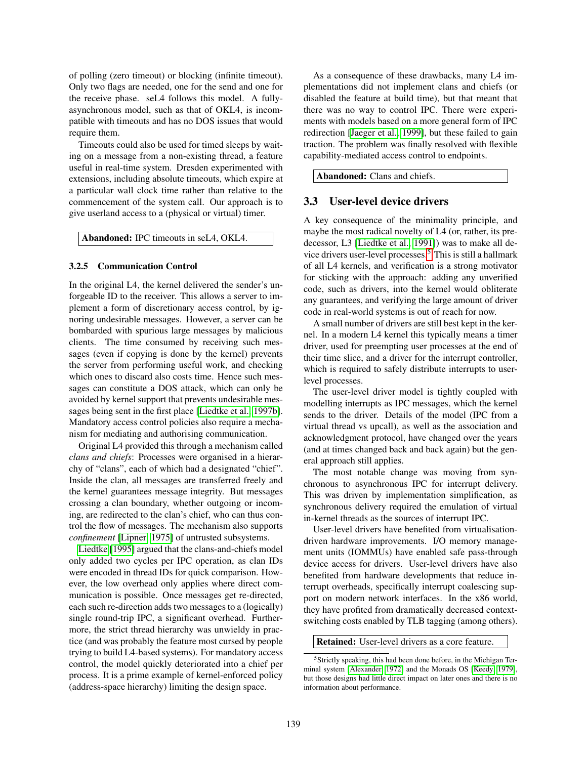of polling (zero timeout) or blocking (infinite timeout). Only two flags are needed, one for the send and one for the receive phase. seL4 follows this model. A fully-asynchronous model, such as that of OKL4, is incompatible with timeouts and has no DOS issues that would require them.

Timeouts could also be used for timed sleeps by waiting on a message from a non-existing thread, a feature useful in real-time system. Dresden experimented with extensions, including absolute timeouts, which expire at a particular wall clock time rather than relative to the commencement of the system call. Our approach is to give userland access to a (physical or virtual) timer.

**Abandoned:** IPC timeouts in seL4, OKL4.

### 3.2.5 Communication Control

In the original L4, the kernel delivered the sender's unforgeable ID to the receiver. This allows a server to implement a form of discretionary access control, by ignoring undesirable messages. However, a server can be bombarded with spurious large messages by malicious clients. The time consumed by receiving such messages (even if copying is done by the kernel) prevents the server from performing useful work, and checking which ones to discard also costs time. Hence such messages can constitute a DOS attack, which can only be avoided by kernel support that prevents undesirable messages being sent in the first place [Liedtke et al., 1997b]. Mandatory access control policies also require a mechanism for mediating and authorising communication.

Original L4 provided this through a mechanism called *clans and chiefs*: Processes were organised in a hierarchy of "clans", each of which had a designated "chief". Inside the clan, all messages are transferred freely and the kernel guarantees message integrity. But messages crossing a clan boundary, whether outgoing or incoming, are redirected to the clan's chief, who can thus control the flow of messages. The mechanism also supports *confinement* [Lipner, 1975] of untrusted subsystems.

Liedtke [1995] argued that the clans-and-chiefs model only added two cycles per IPC operation, as clan IDs were encoded in thread IDs for quick comparison. However, the low overhead only applies where direct communication is possible. Once messages get re-directed, each such re-direction adds two messages to a (logically) single round-trip IPC, a significant overhead. Furthermore, the strict thread hierarchy was unwieldy in practice (and was probably the feature most cursed by people trying to build L4-based systems). For mandatory access control, the model quickly deteriorated into a chief per process. It is a prime example of kernel-enforced policy (address-space hierarchy) limiting the design space.

As a consequence of these drawbacks, many L4 implementations did not implement clans and chiefs (or disabled the feature at build time), but that meant that there was no way to control IPC. There were experiments with models based on a more general form of IPC redirection [Jaeger et al., 1999], but these failed to gain traction. The problem was finally resolved with flexible capability-mediated access control to endpoints.

**Abandoned:** Clans and chiefs.

## 3.3 User-level device drivers

A key consequence of the minimality principle, and maybe the most radical novelty of L4 (or, rather, its predecessor, L3 [Liedtke et al., 1991]) was to make all device drivers user-level processes.[5] This is still a hallmark of all L4 kernels, and verification is a strong motivator for sticking with the approach: adding any unverified code, such as drivers, into the kernel would obliterate any guarantees, and verifying the large amount of driver code in real-world systems is out of reach for now.

A small number of drivers are still best kept in the kernel. In a modern L4 kernel this typically means a timer driver, used for preempting user processes at the end of their time slice, and a driver for the interrupt controller, which is required to safely distribute interrupts to user-level processes.

The user-level driver model is tightly coupled with modelling interrupts as IPC messages, which the kernel sends to the driver. Details of the model (IPC from a virtual thread vs upcall), as well as the association and acknowledgment protocol, have changed over the years (and at times changed back and back again) but the general approach still applies.

The most notable change was moving from synchronous to asynchronous IPC for interrupt delivery. This was driven by implementation simplification, as synchronous delivery required the emulation of virtual in-kernel threads as the sources of interrupt IPC.

User-level drivers have benefited from virtualisation-driven hardware improvements. I/O memory management units (IOMMUs) have enabled safe pass-through device access for drivers. User-level drivers have also benefited from hardware developments that reduce interrupt overheads, specifically interrupt coalescing support on modern network interfaces. In the x86 world, they have profited from dramatically decreased context-switching costs enabled by TLB tagging (among others).

**Retained:** User-level drivers as a core feature.

[5] Strictly speaking, this had been done before, in the Michigan Terminal system [Alexander, 1972] and the Monads OS [Keedy, 1979], but those designs had little direct impact on later ones and there is no information about performance.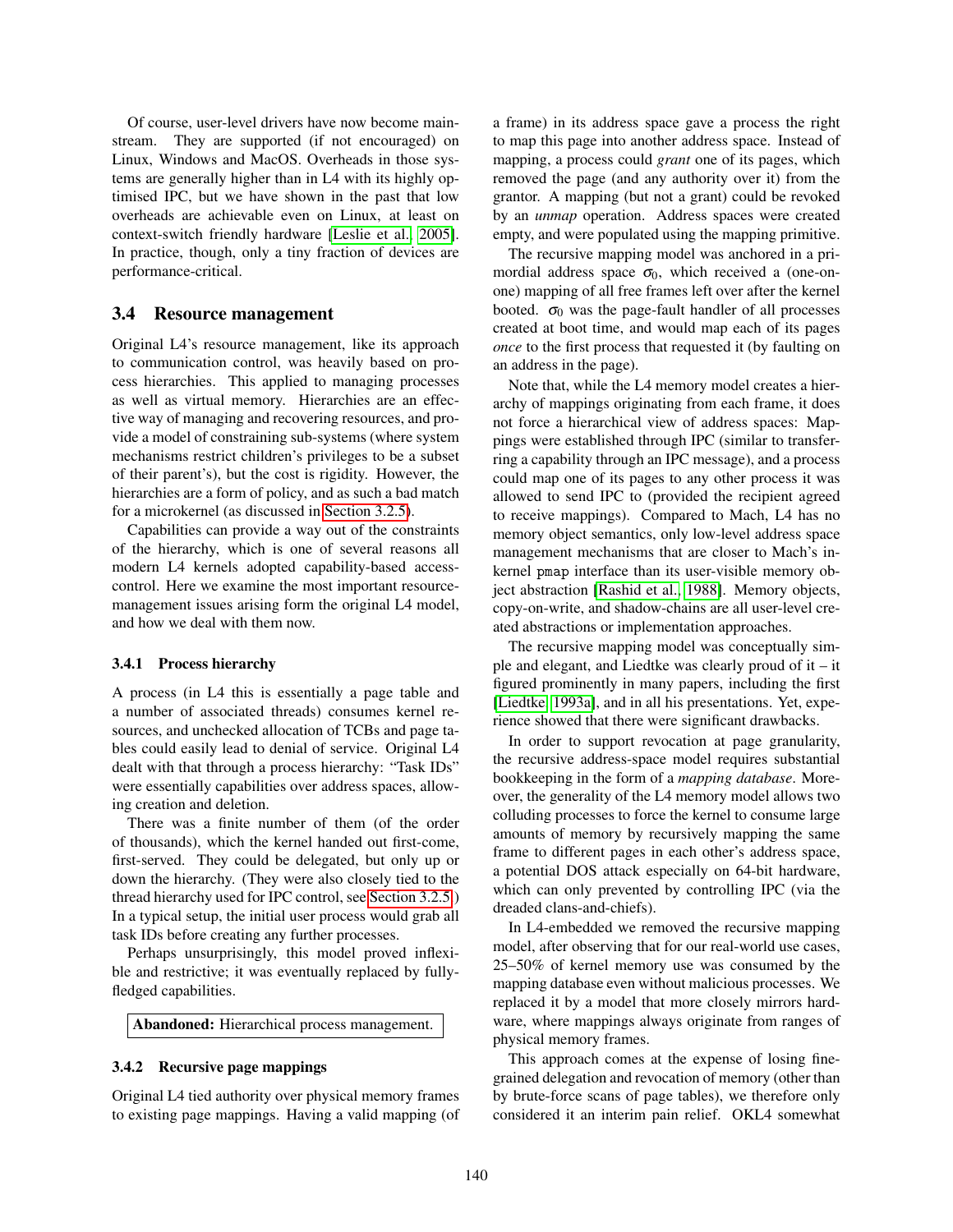Of course, user-level drivers have now become mainstream. They are supported (if not encouraged) on Linux, Windows and MacOS. Overheads in those systems are generally higher than in L4 with its highly optimised IPC, but we have shown in the past that low overheads are achievable even on Linux, at least on context-switch friendly hardware [Leslie et al. 2005]. In practice, though, only a tiny fraction of devices are performance-critical.

## 3.4 Resource management

Original L4's resource management, like its approach to communication control, was heavily based on process hierarchies. This applied to managing processes as well as virtual memory. Hierarchies are an effective way of managing and recovering resources, and provide a model of constraining sub-systems (where system mechanisms restrict children's privileges to be a subset of their parent's), but the cost is rigidity. However, the hierarchies are a form of policy, and as such a bad match for a microkernel (as discussed in Section 3.2.5).

Capabilities can provide a way out of the constraints of the hierarchy, which is one of several reasons all modern L4 kernels adopted capability-based access-control. Here we examine the most important resource-management issues arising form the original L4 model, and how we deal with them now.

### 3.4.1 Process hierarchy

A process (in L4 this is essentially a page table and a number of associated threads) consumes kernel resources, and unchecked allocation of TCBs and page tables could easily lead to denial of service. Original L4 dealt with that through a process hierarchy: "Task IDs" were essentially capabilities over address spaces, allowing creation and deletion.

There was a finite number of them (of the order of thousands), which the kernel handed out first-come, first-served. They could be delegated, but only up or down the hierarchy. (They were also closely tied to the thread hierarchy used for IPC control, see Section 3.2.5.) In a typical setup, the initial user process would grab all task IDs before creating any further processes.

Perhaps unsurprisingly, this model proved inflexible and restrictive; it was eventually replaced by fully-fledged capabilities.

**Abandoned:** Hierarchical process management.

### 3.4.2 Recursive page mappings

Original L4 tied authority over physical memory frames to existing page mappings. Having a valid mapping (of a frame) in its address space gave a process the right to map this page into another address space. Instead of mapping, a process could *grant* one of its pages, which removed the page (and any authority over it) from the grantor. A mapping (but not a grant) could be revoked by an *unmap* operation. Address spaces were created empty, and were populated using the mapping primitive.

The recursive mapping model was anchored in a primordial address space $\sigma_0$, which received a (one-on-one) mapping of all free frames left over after the kernel booted. $\sigma_0$ was the page-fault handler of all processes created at boot time, and would map each of its pages *once* to the first process that requested it (by faulting on an address in the page).

Note that, while the L4 memory model creates a hierarchy of mappings originating from each frame, it does not force a hierarchical view of address spaces: Mappings were established through IPC (similar to transferring a capability through an IPC message), and a process could map one of its pages to any other process it was allowed to send IPC to (provided the recipient agreed to receive mappings). Compared to Mach, L4 has no memory object semantics, only low-level address space management mechanisms that are closer to Mach's in-kernel `pmap` interface than its user-visible memory object abstraction [Rashid et al. 1988]. Memory objects, copy-on-write, and shadow-chains are all user-level created abstractions or implementation approaches.

The recursive mapping model was conceptually simple and elegant, and Liedtke was clearly proud of it – it figured prominently in many papers, including the first [Liedtke 1993a], and in all his presentations. Yet, experience showed that there were significant drawbacks.

In order to support revocation at page granularity, the recursive address-space model requires substantial bookkeeping in the form of a *mapping database*. Moreover, the generality of the L4 memory model allows two colluding processes to force the kernel to consume large amounts of memory by recursively mapping the same frame to different pages in each other's address space, a potential DOS attack especially on 64-bit hardware, which can only prevented by controlling IPC (via the dreaded clans-and-chiefs).

In L4-embedded we removed the recursive mapping model, after observing that for our real-world use cases, 25–50% of kernel memory use was consumed by the mapping database even without malicious processes. We replaced it by a model that more closely mirrors hardware, where mappings always originate from ranges of physical memory frames.

This approach comes at the expense of losing fine-grained delegation and revocation of memory (other than by brute-force scans of page tables), we therefore only considered it an interim pain relief. OKL4 somewhat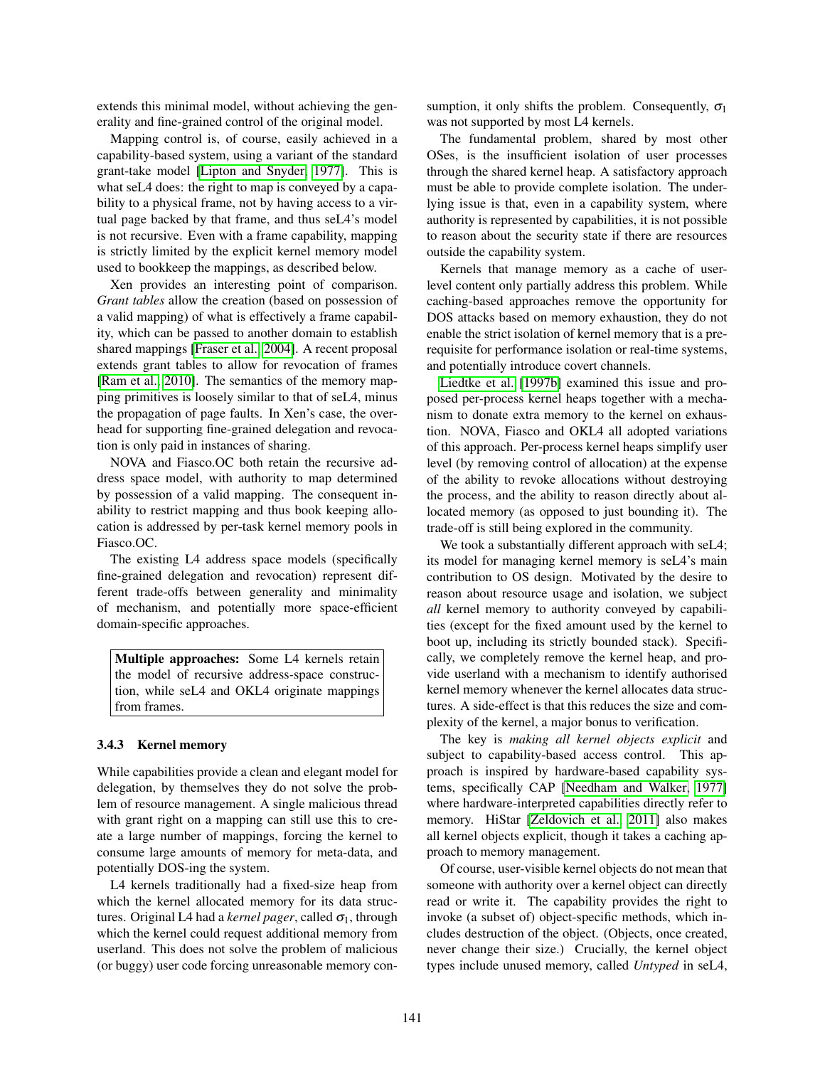extends this minimal model, without achieving the generality and fine-grained control of the original model.

Mapping control is, of course, easily achieved in a capability-based system, using a variant of the standard grant-take model [Lipton and Snyder, 1977]. This is what seL4 does: the right to map is conveyed by a capability to a physical frame, not by having access to a virtual page backed by that frame, and thus seL4's model is not recursive. Even with a frame capability, mapping is strictly limited by the explicit kernel memory model used to bookkeep the mappings, as described below.

Xen provides an interesting point of comparison. *Grant tables* allow the creation (based on possession of a valid mapping) of what is effectively a frame capability, which can be passed to another domain to establish shared mappings [Fraser et al., 2004]. A recent proposal extends grant tables to allow for revocation of frames [Ram et al., 2010]. The semantics of the memory mapping primitives is loosely similar to that of seL4, minus the propagation of page faults. In Xen's case, the overhead for supporting fine-grained delegation and revocation is only paid in instances of sharing.

NOVA and Fiasco.OC both retain the recursive address space model, with authority to map determined by possession of a valid mapping. The consequent inability to restrict mapping and thus book keeping allocation is addressed by per-task kernel memory pools in Fiasco.OC.

The existing L4 address space models (specifically fine-grained delegation and revocation) represent different trade-offs between generality and minimality of mechanism, and potentially more space-efficient domain-specific approaches.

> **Multiple approaches:** Some L4 kernels retain the model of recursive address-space construction, while seL4 and OKL4 originate mappings from frames.

### 3.4.3 Kernel memory

While capabilities provide a clean and elegant model for delegation, by themselves they do not solve the problem of resource management. A single malicious thread with grant right on a mapping can still use this to create a large number of mappings, forcing the kernel to consume large amounts of memory for meta-data, and potentially DOS-ing the system.

L4 kernels traditionally had a fixed-size heap from which the kernel allocated memory for its data structures. Original L4 had a *kernel pager*, called $\sigma_1$, through which the kernel could request additional memory from userland. This does not solve the problem of malicious (or buggy) user code forcing unreasonable memory consumption, it only shifts the problem. Consequently, $\sigma_1$ was not supported by most L4 kernels.

The fundamental problem, shared by most other OSes, is the insufficient isolation of user processes through the shared kernel heap. A satisfactory approach must be able to provide complete isolation. The underlying issue is that, even in a capability system, where authority is represented by capabilities, it is not possible to reason about the security state if there are resources outside the capability system.

Kernels that manage memory as a cache of user-level content only partially address this problem. While caching-based approaches remove the opportunity for DOS attacks based on memory exhaustion, they do not enable the strict isolation of kernel memory that is a prerequisite for performance isolation or real-time systems, and potentially introduce covert channels.

Liedtke et al. [1997b] examined this issue and proposed per-process kernel heaps together with a mechanism to donate extra memory to the kernel on exhaustion. NOVA, Fiasco and OKL4 all adopted variations of this approach. Per-process kernel heaps simplify user level (by removing control of allocation) at the expense of the ability to revoke allocations without destroying the process, and the ability to reason directly about allocated memory (as opposed to just bounding it). The trade-off is still being explored in the community.

We took a substantially different approach with seL4; its model for managing kernel memory is seL4's main contribution to OS design. Motivated by the desire to reason about resource usage and isolation, we subject *all* kernel memory to authority conveyed by capabilities (except for the fixed amount used by the kernel to boot up, including its strictly bounded stack). Specifically, we completely remove the kernel heap, and provide userland with a mechanism to identify authorised kernel memory whenever the kernel allocates data structures. A side-effect is that this reduces the size and complexity of the kernel, a major bonus to verification.

The key is *making all kernel objects explicit* and subject to capability-based access control. This approach is inspired by hardware-based capability systems, specifically CAP [Needham and Walker, 1977] where hardware-interpreted capabilities directly refer to memory. HiStar [Zeldovich et al., 2011] also makes all kernel objects explicit, though it takes a caching approach to memory management.

Of course, user-visible kernel objects do not mean that someone with authority over a kernel object can directly read or write it. The capability provides the right to invoke (a subset of) object-specific methods, which includes destruction of the object. (Objects, once created, never change their size.) Crucially, the kernel object types include unused memory, called *Untyped* in seL4,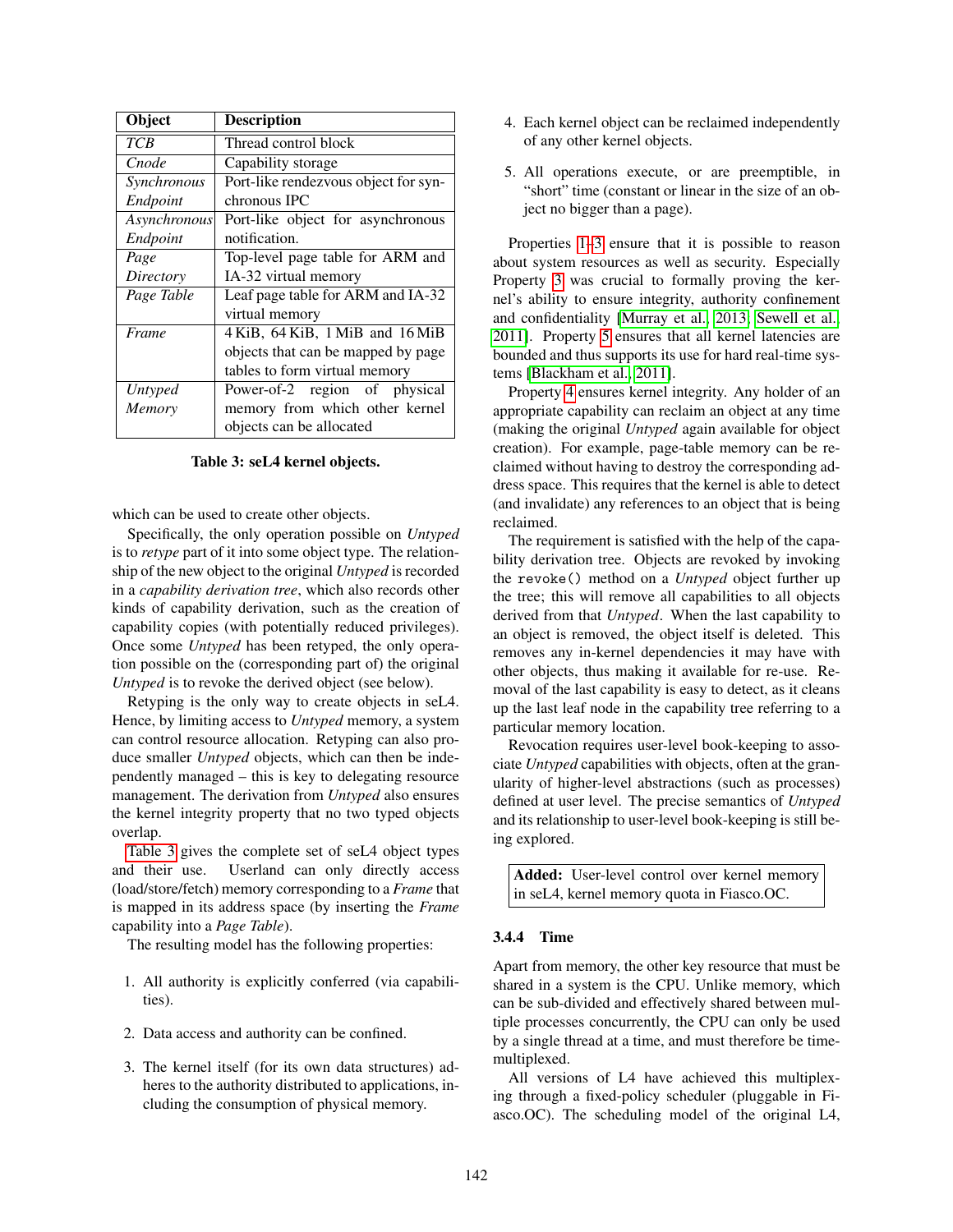| Object | Description |
|---|---|
| *TCB* | Thread control block |
| *Cnode* | Capability storage |
| *Synchronous Endpoint* | Port-like rendezvous object for synchronous IPC |
| *Asynchronous Endpoint* | Port-like object for asynchronous notification. |
| *Page Directory* | Top-level page table for ARM and IA-32 virtual memory |
| *Page Table* | Leaf page table for ARM and IA-32 virtual memory |
| *Frame* | 4 KiB, 64 KiB, 1 MiB and 16 MiB objects that can be mapped by page tables to form virtual memory |
| *Untyped Memory* | Power-of-2 region of physical memory from which other kernel objects can be allocated |

**Table 3: seL4 kernel objects.**

which can be used to create other objects.

Specifically, the only operation possible on *Untyped* is to *retype* part of it into some object type. The relationship of the new object to the original *Untyped* is recorded in a *capability derivation tree*, which also records other kinds of capability derivation, such as the creation of capability copies (with potentially reduced privileges). Once some *Untyped* has been retyped, the only operation possible on the (corresponding part of) the original *Untyped* is to revoke the derived object (see below).

Retyping is the only way to create objects in seL4. Hence, by limiting access to *Untyped* memory, a system can control resource allocation. Retyping can also produce smaller *Untyped* objects, which can then be independently managed – this is key to delegating resource management. The derivation from *Untyped* also ensures the kernel integrity property that no two typed objects overlap.

Table 3 gives the complete set of seL4 object types and their use. Userland can only directly access (load/store/fetch) memory corresponding to a *Frame* that is mapped in its address space (by inserting the *Frame* capability into a *Page Table*).

The resulting model has the following properties:

1. All authority is explicitly conferred (via capabilities).

2. Data access and authority can be confined.

3. The kernel itself (for its own data structures) adheres to the authority distributed to applications, including the consumption of physical memory.

4. Each kernel object can be reclaimed independently of any other kernel objects.

5. All operations execute, or are preemptible, in "short" time (constant or linear in the size of an object no bigger than a page).

Properties 1–3 ensure that it is possible to reason about system resources as well as security. Especially Property 3 was crucial to formally proving the kernel's ability to ensure integrity, authority confinement and confidentiality [Murray et al., 2013; Sewell et al., 2011]. Property 5 ensures that all kernel latencies are bounded and thus supports its use for hard real-time systems [Blackham et al., 2011].

Property 4 ensures kernel integrity. Any holder of an appropriate capability can reclaim an object at any time (making the original *Untyped* again available for object creation). For example, page-table memory can be reclaimed without having to destroy the corresponding address space. This requires that the kernel is able to detect (and invalidate) any references to an object that is being reclaimed.

The requirement is satisfied with the help of the capability derivation tree. Objects are revoked by invoking the `revoke()` method on a *Untyped* object further up the tree; this will remove all capabilities to all objects derived from that *Untyped*. When the last capability to an object is removed, the object itself is deleted. This removes any in-kernel dependencies it may have with other objects, thus making it available for re-use. Removal of the last capability is easy to detect, as it cleans up the last leaf node in the capability tree referring to a particular memory location.

Revocation requires user-level book-keeping to associate *Untyped* capabilities with objects, often at the granularity of higher-level abstractions (such as processes) defined at user level. The precise semantics of *Untyped* and its relationship to user-level book-keeping is still being explored.

> **Added:** User-level control over kernel memory in seL4, kernel memory quota in Fiasco.OC.

### 3.4.4 Time

Apart from memory, the other key resource that must be shared in a system is the CPU. Unlike memory, which can be sub-divided and effectively shared between multiple processes concurrently, the CPU can only be used by a single thread at a time, and must therefore be time-multiplexed.

All versions of L4 have achieved this multiplexing through a fixed-policy scheduler (pluggable in Fiasco.OC). The scheduling model of the original L4,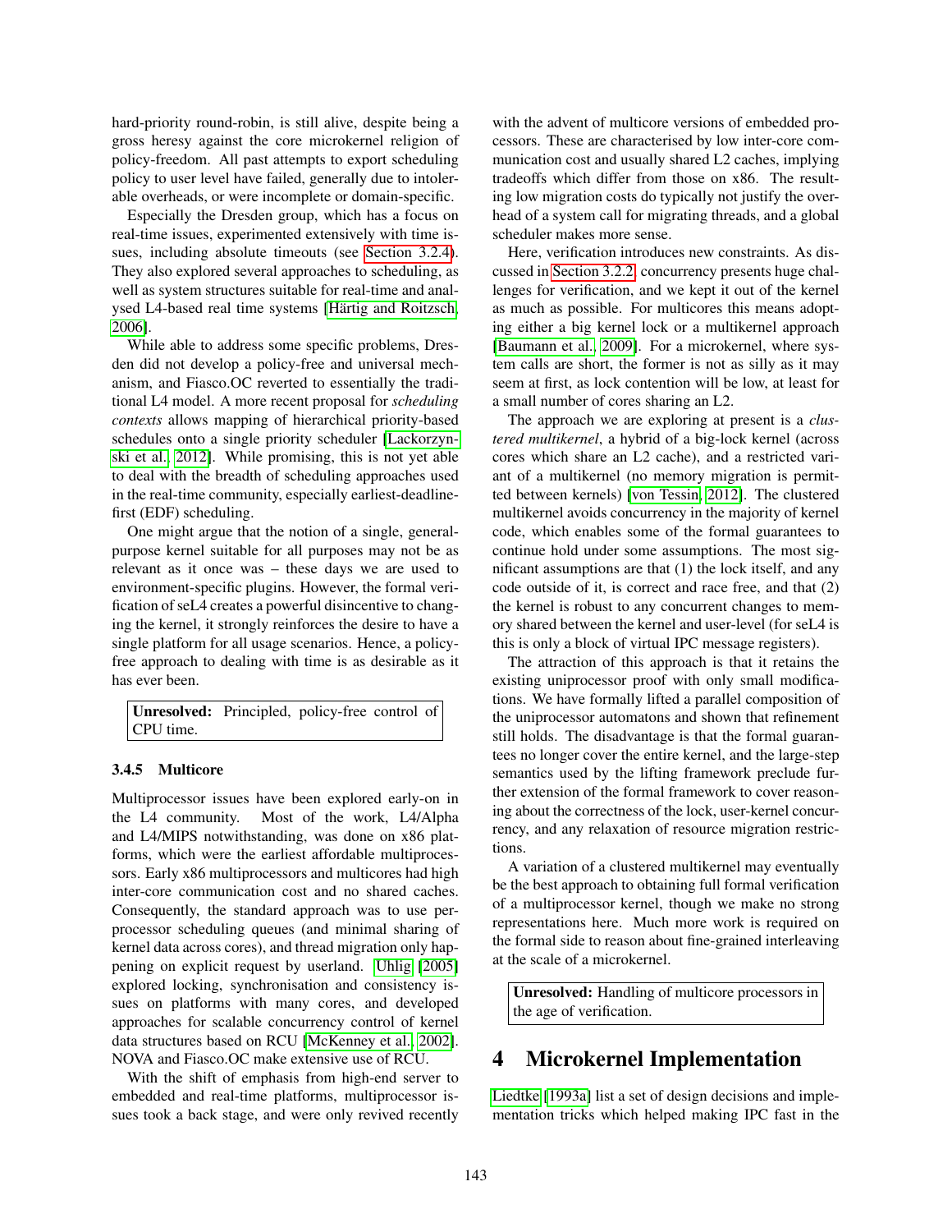hard-priority round-robin, is still alive, despite being a gross heresy against the core microkernel religion of policy-freedom. All past attempts to export scheduling policy to user level have failed, generally due to intolerable overheads, or were incomplete or domain-specific.

Especially the Dresden group, which has a focus on real-time issues, experimented extensively with time issues, including absolute timeouts (see Section 3.2.4). They also explored several approaches to scheduling, as well as system structures suitable for real-time and analysed L4-based real time systems [Härtig and Roitzsch, 2006].

While able to address some specific problems, Dresden did not develop a policy-free and universal mechanism, and Fiasco.OC reverted to essentially the traditional L4 model. A more recent proposal for *scheduling contexts* allows mapping of hierarchical priority-based schedules onto a single priority scheduler [Lackorzynski et al., 2012]. While promising, this is not yet able to deal with the breadth of scheduling approaches used in the real-time community, especially earliest-deadline-first (EDF) scheduling.

One might argue that the notion of a single, general-purpose kernel suitable for all purposes may not be as relevant as it once was – these days we are used to environment-specific plugins. However, the formal verification of seL4 creates a powerful disincentive to changing the kernel, it strongly reinforces the desire to have a single platform for all usage scenarios. Hence, a policy-free approach to dealing with time is as desirable as it has ever been.

> **Unresolved:** Principled, policy-free control of CPU time.

### 3.4.5 Multicore

Multiprocessor issues have been explored early-on in the L4 community. Most of the work, L4/Alpha and L4/MIPS notwithstanding, was done on x86 platforms, which were the earliest affordable multiprocessors. Early x86 multiprocessors and multicores had high inter-core communication cost and no shared caches. Consequently, the standard approach was to use per-processor scheduling queues (and minimal sharing of kernel data across cores), and thread migration only happening on explicit request by userland. Uhlig [2005] explored locking, synchronisation and consistency issues on platforms with many cores, and developed approaches for scalable concurrency control of kernel data structures based on RCU [McKenney et al., 2002]. NOVA and Fiasco.OC make extensive use of RCU.

With the shift of emphasis from high-end server to embedded and real-time platforms, multiprocessor issues took a back stage, and were only revived recently with the advent of multicore versions of embedded processors. These are characterised by low inter-core communication cost and usually shared L2 caches, implying tradeoffs which differ from those on x86. The resulting low migration costs do typically not justify the overhead of a system call for migrating threads, and a global scheduler makes more sense.

Here, verification introduces new constraints. As discussed in Section 3.2.2, concurrency presents huge challenges for verification, and we kept it out of the kernel as much as possible. For multicores this means adopting either a big kernel lock or a multikernel approach [Baumann et al., 2009]. For a microkernel, where system calls are short, the former is not as silly as it may seem at first, as lock contention will be low, at least for a small number of cores sharing an L2.

The approach we are exploring at present is a *clustered multikernel*, a hybrid of a big-lock kernel (across cores which share an L2 cache), and a restricted variant of a multikernel (no memory migration is permitted between kernels) [von Tessin, 2012]. The clustered multikernel avoids concurrency in the majority of kernel code, which enables some of the formal guarantees to continue hold under some assumptions. The most significant assumptions are that (1) the lock itself, and any code outside of it, is correct and race free, and that (2) the kernel is robust to any concurrent changes to memory shared between the kernel and user-level (for seL4 is this is only a block of virtual IPC message registers).

The attraction of this approach is that it retains the existing uniprocessor proof with only small modifications. We have formally lifted a parallel composition of the uniprocessor automatons and shown that refinement still holds. The disadvantage is that the formal guarantees no longer cover the entire kernel, and the large-step semantics used by the lifting framework preclude further extension of the formal framework to cover reasoning about the correctness of the lock, user-kernel concurrency, and any relaxation of resource migration restrictions.

A variation of a clustered multikernel may eventually be the best approach to obtaining full formal verification of a multiprocessor kernel, though we make no strong representations here. Much more work is required on the formal side to reason about fine-grained interleaving at the scale of a microkernel.

> **Unresolved:** Handling of multicore processors in the age of verification.

# 4 Microkernel Implementation

Liedtke [1993a] list a set of design decisions and implementation tricks which helped making IPC fast in the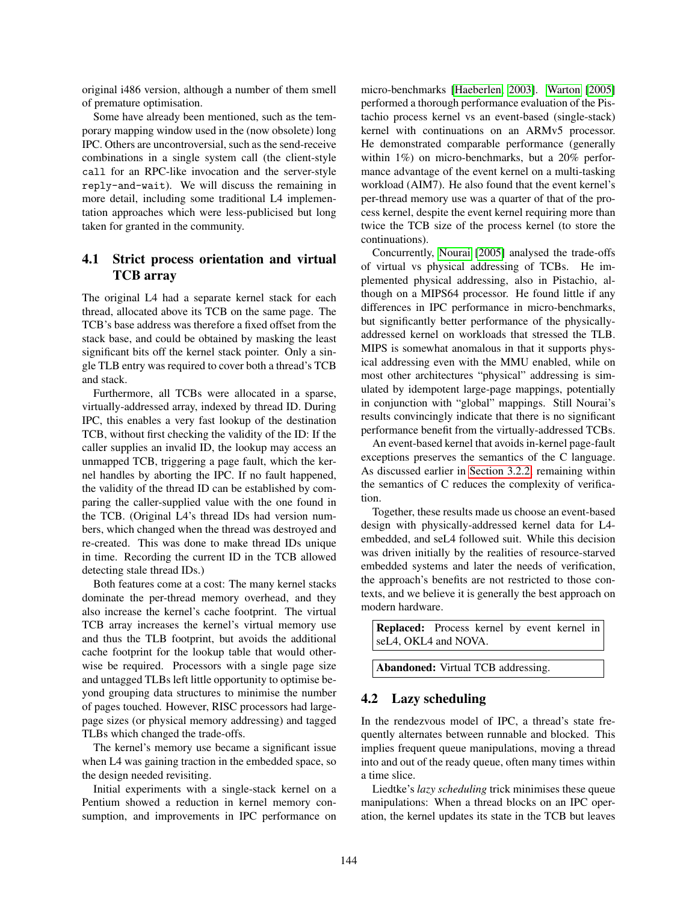original i486 version, although a number of them smell of premature optimisation.

Some have already been mentioned, such as the temporary mapping window used in the (now obsolete) long IPC. Others are uncontroversial, such as the send-receive combinations in a single system call (the client-style `call` for an RPC-like invocation and the server-style `reply-and-wait`). We will discuss the remaining in more detail, including some traditional L4 implementation approaches which were less-publicised but long taken for granted in the community.

## 4.1 Strict process orientation and virtual TCB array

The original L4 had a separate kernel stack for each thread, allocated above its TCB on the same page. The TCB's base address was therefore a fixed offset from the stack base, and could be obtained by masking the least significant bits off the kernel stack pointer. Only a single TLB entry was required to cover both a thread's TCB and stack.

Furthermore, all TCBs were allocated in a sparse, virtually-addressed array, indexed by thread ID. During IPC, this enables a very fast lookup of the destination TCB, without first checking the validity of the ID: If the caller supplies an invalid ID, the lookup may access an unmapped TCB, triggering a page fault, which the kernel handles by aborting the IPC. If no fault happened, the validity of the thread ID can be established by comparing the caller-supplied value with the one found in the TCB. (Original L4's thread IDs had version numbers, which changed when the thread was destroyed and re-created. This was done to make thread IDs unique in time. Recording the current ID in the TCB allowed detecting stale thread IDs.)

Both features come at a cost: The many kernel stacks dominate the per-thread memory overhead, and they also increase the kernel's cache footprint. The virtual TCB array increases the kernel's virtual memory use and thus the TLB footprint, but avoids the additional cache footprint for the lookup table that would otherwise be required. Processors with a single page size and untagged TLBs left little opportunity to optimise beyond grouping data structures to minimise the number of pages touched. However, RISC processors had large-page sizes (or physical memory addressing) and tagged TLBs which changed the trade-offs.

The kernel's memory use became a significant issue when L4 was gaining traction in the embedded space, so the design needed revisiting.

Initial experiments with a single-stack kernel on a Pentium showed a reduction in kernel memory consumption, and improvements in IPC performance on micro-benchmarks [Haeberlen, 2003]. Warton [2005] performed a thorough performance evaluation of the Pistachio process kernel vs an event-based (single-stack) kernel with continuations on an ARMv5 processor. He demonstrated comparable performance (generally within 1%) on micro-benchmarks, but a 20% performance advantage of the event kernel on a multi-tasking workload (AIM7). He also found that the event kernel's per-thread memory use was a quarter of that of the process kernel, despite the event kernel requiring more than twice the TCB size of the process kernel (to store the continuations).

Concurrently, Nourai [2005] analysed the trade-offs of virtual vs physical addressing of TCBs. He implemented physical addressing, also in Pistachio, although on a MIPS64 processor. He found little if any differences in IPC performance in micro-benchmarks, but significantly better performance of the physically-addressed kernel on workloads that stressed the TLB. MIPS is somewhat anomalous in that it supports physical addressing even with the MMU enabled, while on most other architectures "physical" addressing is simulated by idempotent large-page mappings, potentially in conjunction with "global" mappings. Still Nourai's results convincingly indicate that there is no significant performance benefit from the virtually-addressed TCBs.

An event-based kernel that avoids in-kernel page-fault exceptions preserves the semantics of the C language. As discussed earlier in Section 3.2.2, remaining within the semantics of C reduces the complexity of verification.

Together, these results made us choose an event-based design with physically-addressed kernel data for L4-embedded, and seL4 followed suit. While this decision was driven initially by the realities of resource-starved embedded systems and later the needs of verification, the approach's benefits are not restricted to those contexts, and we believe it is generally the best approach on modern hardware.

**Replaced:** Process kernel by event kernel in seL4, OKL4 and NOVA.

**Abandoned:** Virtual TCB addressing.

## 4.2 Lazy scheduling

In the rendezvous model of IPC, a thread's state frequently alternates between runnable and blocked. This implies frequent queue manipulations, moving a thread into and out of the ready queue, often many times within a time slice.

Liedtke's *lazy scheduling* trick minimises these queue manipulations: When a thread blocks on an IPC operation, the kernel updates its state in the TCB but leaves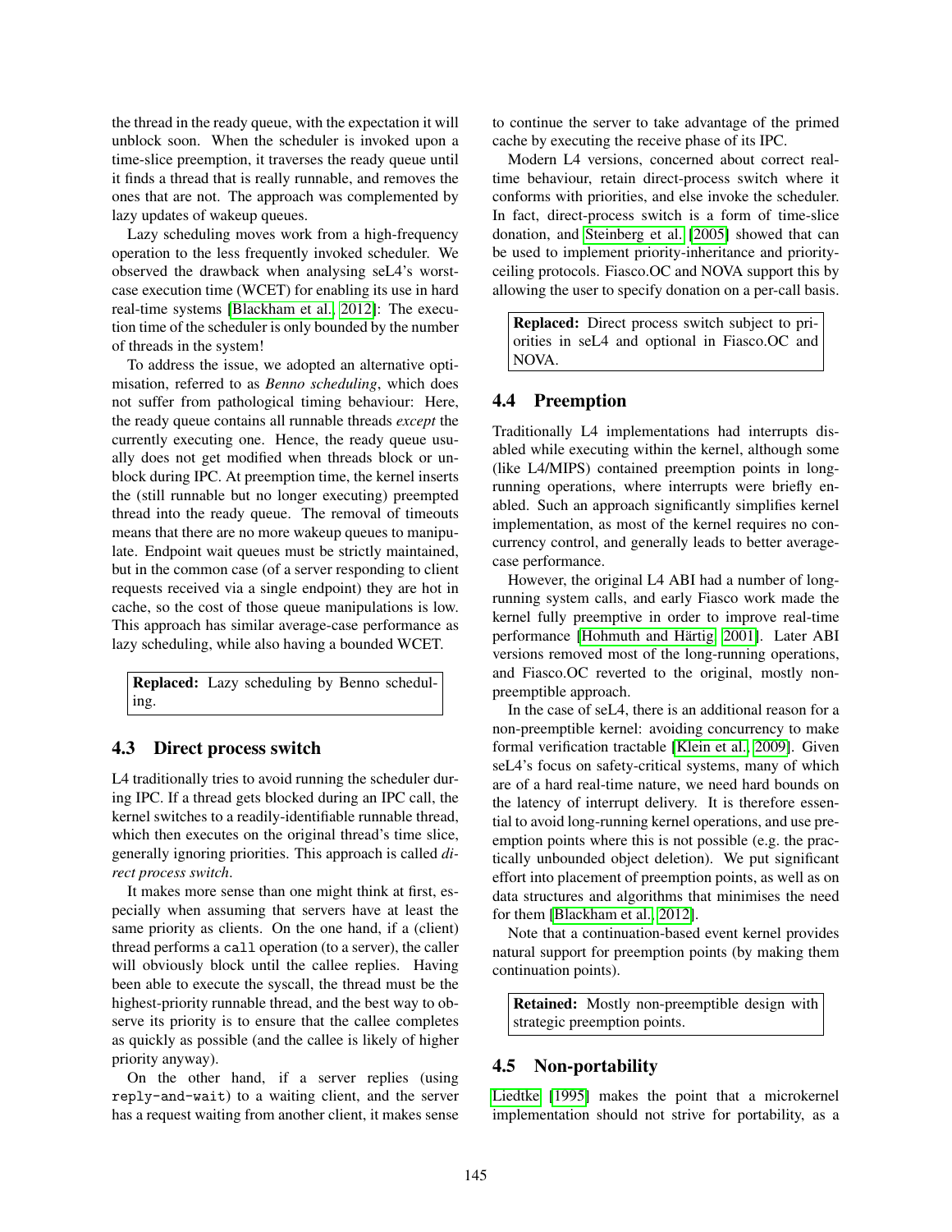the thread in the ready queue, with the expectation it will unblock soon. When the scheduler is invoked upon a time-slice preemption, it traverses the ready queue until it finds a thread that is really runnable, and removes the ones that are not. The approach was complemented by lazy updates of wakeup queues.

Lazy scheduling moves work from a high-frequency operation to the less frequently invoked scheduler. We observed the drawback when analysing seL4's worst-case execution time (WCET) for enabling its use in hard real-time systems [Blackham et al. 2012]: The execution time of the scheduler is only bounded by the number of threads in the system!

To address the issue, we adopted an alternative optimisation, referred to as *Benno scheduling*, which does not suffer from pathological timing behaviour: Here, the ready queue contains all runnable threads *except* the currently executing one. Hence, the ready queue usually does not get modified when threads block or unblock during IPC. At preemption time, the kernel inserts the (still runnable but no longer executing) preempted thread into the ready queue. The removal of timeouts means that there are no more wakeup queues to manipulate. Endpoint wait queues must be strictly maintained, but in the common case (of a server responding to client requests received via a single endpoint) they are hot in cache, so the cost of those queue manipulations is low. This approach has similar average-case performance as lazy scheduling, while also having a bounded WCET.

**Replaced:** Lazy scheduling by Benno scheduling.

### 4.3 Direct process switch

L4 traditionally tries to avoid running the scheduler during IPC. If a thread gets blocked during an IPC call, the kernel switches to a readily-identifiable runnable thread, which then executes on the original thread's time slice, generally ignoring priorities. This approach is called *direct process switch*.

It makes more sense than one might think at first, especially when assuming that servers have at least the same priority as clients. On the one hand, if a (client) thread performs a `call` operation (to a server), the caller will obviously block until the callee replies. Having been able to execute the syscall, the thread must be the highest-priority runnable thread, and the best way to observe its priority is to ensure that the callee completes as quickly as possible (and the callee is likely of higher priority anyway).

On the other hand, if a server replies (using `reply-and-wait`) to a waiting client, and the server has a request waiting from another client, it makes sense to continue the server to take advantage of the primed cache by executing the receive phase of its IPC.

Modern L4 versions, concerned about correct real-time behaviour, retain direct-process switch where it conforms with priorities, and else invoke the scheduler. In fact, direct-process switch is a form of time-slice donation, and Steinberg et al. [2005] showed that can be used to implement priority-inheritance and priority-ceiling protocols. Fiasco.OC and NOVA support this by allowing the user to specify donation on a per-call basis.

**Replaced:** Direct process switch subject to priorities in seL4 and optional in Fiasco.OC and NOVA.

### 4.4 Preemption

Traditionally L4 implementations had interrupts disabled while executing within the kernel, although some (like L4/MIPS) contained preemption points in long-running operations, where interrupts were briefly enabled. Such an approach significantly simplifies kernel implementation, as most of the kernel requires no concurrency control, and generally leads to better average-case performance.

However, the original L4 ABI had a number of long-running system calls, and early Fiasco work made the kernel fully preemptive in order to improve real-time performance [Hohmuth and Härtig 2001]. Later ABI versions removed most of the long-running operations, and Fiasco.OC reverted to the original, mostly non-preemptible approach.

In the case of seL4, there is an additional reason for a non-preemptible kernel: avoiding concurrency to make formal verification tractable [Klein et al. 2009]. Given seL4's focus on safety-critical systems, many of which are of a hard real-time nature, we need hard bounds on the latency of interrupt delivery. It is therefore essential to avoid long-running kernel operations, and use preemption points where this is not possible (e.g. the practically unbounded object deletion). We put significant effort into placement of preemption points, as well as on data structures and algorithms that minimises the need for them [Blackham et al. 2012].

Note that a continuation-based event kernel provides natural support for preemption points (by making them continuation points).

**Retained:** Mostly non-preemptible design with strategic preemption points.

### 4.5 Non-portability

Liedtke [1995] makes the point that a microkernel implementation should not strive for portability, as a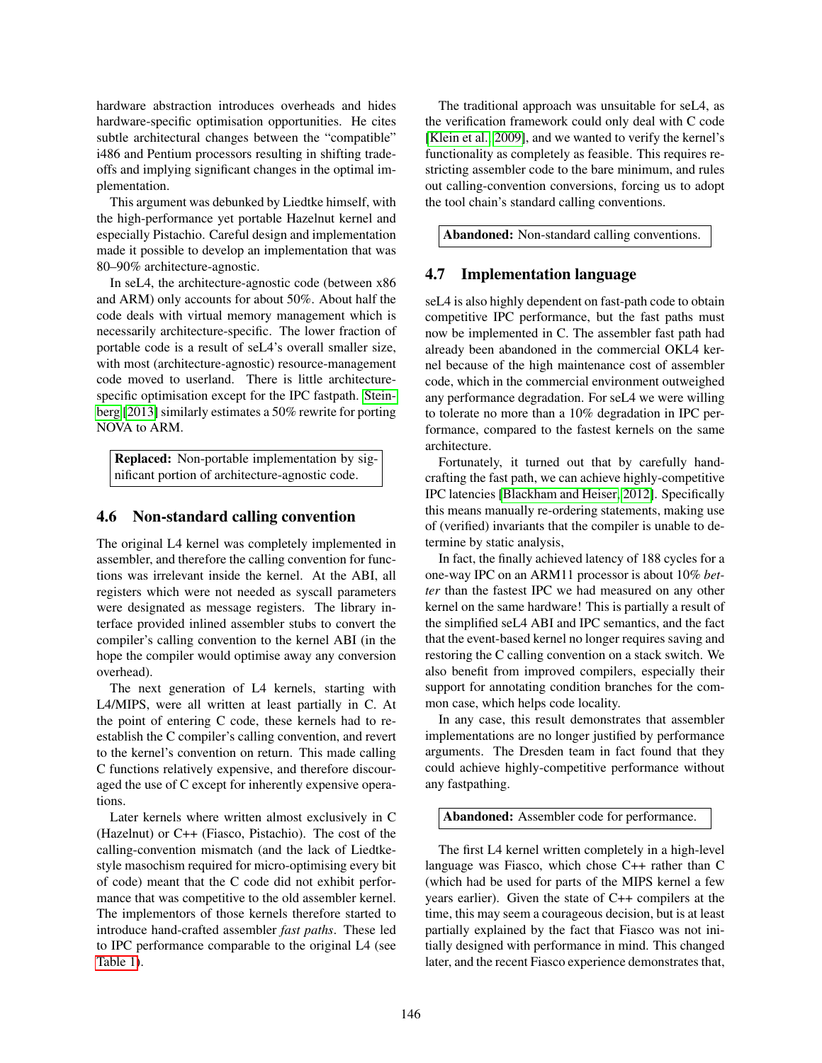hardware abstraction introduces overheads and hides hardware-specific optimisation opportunities. He cites subtle architectural changes between the "compatible" i486 and Pentium processors resulting in shifting tradeoffs and implying significant changes in the optimal implementation.

This argument was debunked by Liedtke himself, with the high-performance yet portable Hazelnut kernel and especially Pistachio. Careful design and implementation made it possible to develop an implementation that was 80–90% architecture-agnostic.

In seL4, the architecture-agnostic code (between x86 and ARM) only accounts for about 50%. About half the code deals with virtual memory management which is necessarily architecture-specific. The lower fraction of portable code is a result of seL4's overall smaller size, with most (architecture-agnostic) resource-management code moved to userland. There is little architecture-specific optimisation except for the IPC fastpath. Steinberg [2013] similarly estimates a 50% rewrite for porting NOVA to ARM.

**Replaced:** Non-portable implementation by significant portion of architecture-agnostic code.

## 4.6 Non-standard calling convention

The original L4 kernel was completely implemented in assembler, and therefore the calling convention for functions was irrelevant inside the kernel. At the ABI, all registers which were not needed as syscall parameters were designated as message registers. The library interface provided inlined assembler stubs to convert the compiler's calling convention to the kernel ABI (in the hope the compiler would optimise away any conversion overhead).

The next generation of L4 kernels, starting with L4/MIPS, were all written at least partially in C. At the point of entering C code, these kernels had to reestablish the C compiler's calling convention, and revert to the kernel's convention on return. This made calling C functions relatively expensive, and therefore discouraged the use of C except for inherently expensive operations.

Later kernels where written almost exclusively in C (Hazelnut) or C++ (Fiasco, Pistachio). The cost of the calling-convention mismatch (and the lack of Liedtke-style masochism required for micro-optimising every bit of code) meant that the C code did not exhibit performance that was competitive to the old assembler kernel. The implementors of those kernels therefore started to introduce hand-crafted assembler *fast paths*. These led to IPC performance comparable to the original L4 (see Table 1).

The traditional approach was unsuitable for seL4, as the verification framework could only deal with C code [Klein et al., 2009], and we wanted to verify the kernel's functionality as completely as feasible. This requires restricting assembler code to the bare minimum, and rules out calling-convention conversions, forcing us to adopt the tool chain's standard calling conventions.

**Abandoned:** Non-standard calling conventions.

## 4.7 Implementation language

seL4 is also highly dependent on fast-path code to obtain competitive IPC performance, but the fast paths must now be implemented in C. The assembler fast path had already been abandoned in the commercial OKL4 kernel because of the high maintenance cost of assembler code, which in the commercial environment outweighed any performance degradation. For seL4 we were willing to tolerate no more than a 10% degradation in IPC performance, compared to the fastest kernels on the same architecture.

Fortunately, it turned out that by carefully handcrafting the fast path, we can achieve highly-competitive IPC latencies [Blackham and Heiser, 2012]. Specifically this means manually re-ordering statements, making use of (verified) invariants that the compiler is unable to determine by static analysis,

In fact, the finally achieved latency of 188 cycles for a one-way IPC on an ARM11 processor is about 10% *better* than the fastest IPC we had measured on any other kernel on the same hardware! This is partially a result of the simplified seL4 ABI and IPC semantics, and the fact that the event-based kernel no longer requires saving and restoring the C calling convention on a stack switch. We also benefit from improved compilers, especially their support for annotating condition branches for the common case, which helps code locality.

In any case, this result demonstrates that assembler implementations are no longer justified by performance arguments. The Dresden team in fact found that they could achieve highly-competitive performance without any fastpathing.

**Abandoned:** Assembler code for performance.

The first L4 kernel written completely in a high-level language was Fiasco, which chose C++ rather than C (which had be used for parts of the MIPS kernel a few years earlier). Given the state of C++ compilers at the time, this may seem a courageous decision, but is at least partially explained by the fact that Fiasco was not initially designed with performance in mind. This changed later, and the recent Fiasco experience demonstrates that,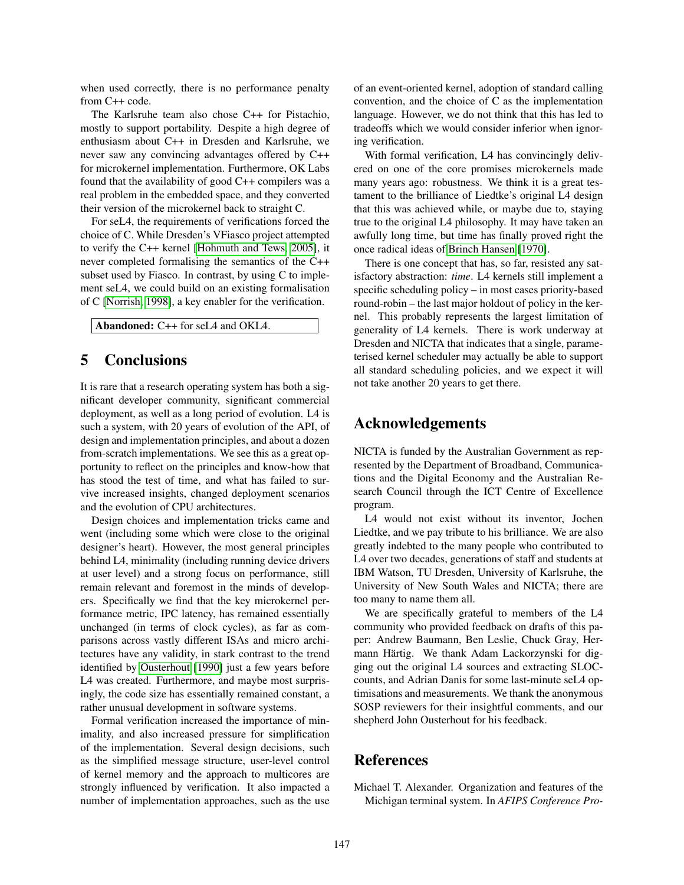when used correctly, there is no performance penalty from C++ code.

The Karlsruhe team also chose C++ for Pistachio, mostly to support portability. Despite a high degree of enthusiasm about C++ in Dresden and Karlsruhe, we never saw any convincing advantages offered by C++ for microkernel implementation. Furthermore, OK Labs found that the availability of good C++ compilers was a real problem in the embedded space, and they converted their version of the microkernel back to straight C.

For seL4, the requirements of verifications forced the choice of C. While Dresden's VFiasco project attempted to verify the C++ kernel [Hohmuth and Tews, 2005], it never completed formalising the semantics of the C++ subset used by Fiasco. In contrast, by using C to implement seL4, we could build on an existing formalisation of C [Norrish, 1998], a key enabler for the verification.

**Abandoned:** C++ for seL4 and OKL4.

# 5 Conclusions

It is rare that a research operating system has both a significant developer community, significant commercial deployment, as well as a long period of evolution. L4 is such a system, with 20 years of evolution of the API, of design and implementation principles, and about a dozen from-scratch implementations. We see this as a great opportunity to reflect on the principles and know-how that has stood the test of time, and what has failed to survive increased insights, changed deployment scenarios and the evolution of CPU architectures.

Design choices and implementation tricks came and went (including some which were close to the original designer's heart). However, the most general principles behind L4, minimality (including running device drivers at user level) and a strong focus on performance, still remain relevant and foremost in the minds of developers. Specifically we find that the key microkernel performance metric, IPC latency, has remained essentially unchanged (in terms of clock cycles), as far as comparisons across vastly different ISAs and micro architectures have any validity, in stark contrast to the trend identified by Ousterhout [1990] just a few years before L4 was created. Furthermore, and maybe most surprisingly, the code size has essentially remained constant, a rather unusual development in software systems.

Formal verification increased the importance of minimality, and also increased pressure for simplification of the implementation. Several design decisions, such as the simplified message structure, user-level control of kernel memory and the approach to multicores are strongly influenced by verification. It also impacted a number of implementation approaches, such as the use of an event-oriented kernel, adoption of standard calling convention, and the choice of C as the implementation language. However, we do not think that this has led to tradeoffs which we would consider inferior when ignoring verification.

With formal verification, L4 has convincingly delivered on one of the core promises microkernels made many years ago: robustness. We think it is a great testament to the brilliance of Liedtke's original L4 design that this was achieved while, or maybe due to, staying true to the original L4 philosophy. It may have taken an awfully long time, but time has finally proved right the once radical ideas of Brinch Hansen [1970].

There is one concept that has, so far, resisted any satisfactory abstraction: *time*. L4 kernels still implement a specific scheduling policy – in most cases priority-based round-robin – the last major holdout of policy in the kernel. This probably represents the largest limitation of generality of L4 kernels. There is work underway at Dresden and NICTA that indicates that a single, parameterised kernel scheduler may actually be able to support all standard scheduling policies, and we expect it will not take another 20 years to get there.

# Acknowledgements

NICTA is funded by the Australian Government as represented by the Department of Broadband, Communications and the Digital Economy and the Australian Research Council through the ICT Centre of Excellence program.

L4 would not exist without its inventor, Jochen Liedtke, and we pay tribute to his brilliance. We are also greatly indebted to the many people who contributed to L4 over two decades, generations of staff and students at IBM Watson, TU Dresden, University of Karlsruhe, the University of New South Wales and NICTA; there are too many to name them all.

We are specifically grateful to members of the L4 community who provided feedback on drafts of this paper: Andrew Baumann, Ben Leslie, Chuck Gray, Hermann Härtig. We thank Adam Lackorzynski for digging out the original L4 sources and extracting SLOC-counts, and Adrian Danis for some last-minute seL4 optimisations and measurements. We thank the anonymous SOSP reviewers for their insightful comments, and our shepherd John Ousterhout for his feedback.

# References

Michael T. Alexander. Organization and features of the Michigan terminal system. In *AFIPS Conference Pro-*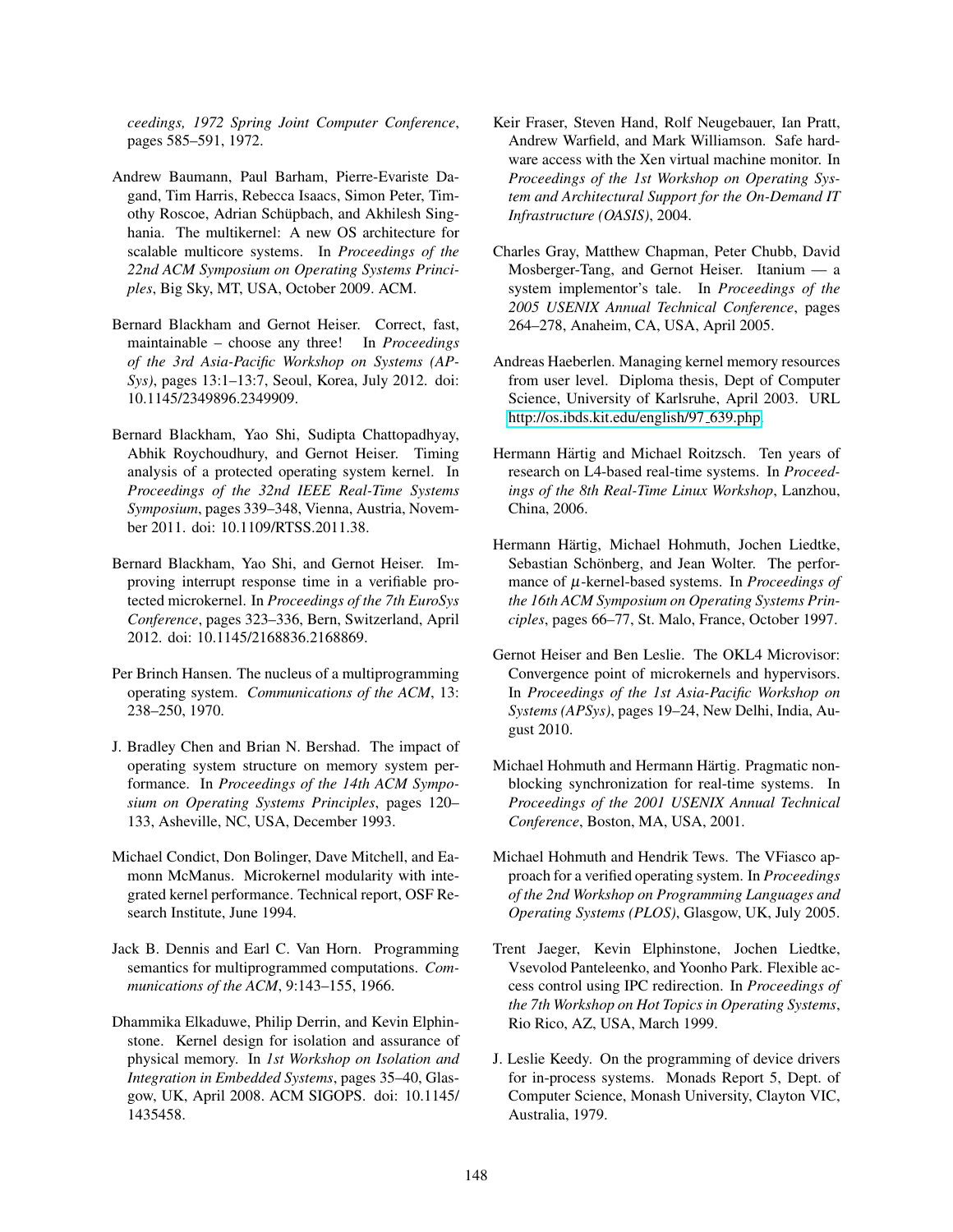*ceedings, 1972 Spring Joint Computer Conference*, pages 585–591, 1972.

Andrew Baumann, Paul Barham, Pierre-Evariste Dagand, Tim Harris, Rebecca Isaacs, Simon Peter, Timothy Roscoe, Adrian Schüpbach, and Akhilesh Singhania. The multikernel: A new OS architecture for scalable multicore systems. In *Proceedings of the 22nd ACM Symposium on Operating Systems Principles*, Big Sky, MT, USA, October 2009. ACM.

Bernard Blackham and Gernot Heiser. Correct, fast, maintainable – choose any three! In *Proceedings of the 3rd Asia-Pacific Workshop on Systems (APSys)*, pages 13:1–13:7, Seoul, Korea, July 2012. doi: 10.1145/2349896.2349909.

Bernard Blackham, Yao Shi, Sudipta Chattopadhyay, Abhik Roychoudhury, and Gernot Heiser. Timing analysis of a protected operating system kernel. In *Proceedings of the 32nd IEEE Real-Time Systems Symposium*, pages 339–348, Vienna, Austria, November 2011. doi: 10.1109/RTSS.2011.38.

Bernard Blackham, Yao Shi, and Gernot Heiser. Improving interrupt response time in a verifiable protected microkernel. In *Proceedings of the 7th EuroSys Conference*, pages 323–336, Bern, Switzerland, April 2012. doi: 10.1145/2168836.2168869.

Per Brinch Hansen. The nucleus of a multiprogramming operating system. *Communications of the ACM*, 13: 238–250, 1970.

J. Bradley Chen and Brian N. Bershad. The impact of operating system structure on memory system performance. In *Proceedings of the 14th ACM Symposium on Operating Systems Principles*, pages 120–133, Asheville, NC, USA, December 1993.

Michael Condict, Don Bolinger, Dave Mitchell, and Eamonn McManus. Microkernel modularity with integrated kernel performance. Technical report, OSF Research Institute, June 1994.

Jack B. Dennis and Earl C. Van Horn. Programming semantics for multiprogrammed computations. *Communications of the ACM*, 9:143–155, 1966.

Dhammika Elkaduwe, Philip Derrin, and Kevin Elphinstone. Kernel design for isolation and assurance of physical memory. In *1st Workshop on Isolation and Integration in Embedded Systems*, pages 35–40, Glasgow, UK, April 2008. ACM SIGOPS. doi: 10.1145/1435458.

Keir Fraser, Steven Hand, Rolf Neugebauer, Ian Pratt, Andrew Warfield, and Mark Williamson. Safe hardware access with the Xen virtual machine monitor. In *Proceedings of the 1st Workshop on Operating System and Architectural Support for the On-Demand IT Infrastructure (OASIS)*, 2004.

Charles Gray, Matthew Chapman, Peter Chubb, David Mosberger-Tang, and Gernot Heiser. Itanium — a system implementor's tale. In *Proceedings of the 2005 USENIX Annual Technical Conference*, pages 264–278, Anaheim, CA, USA, April 2005.

Andreas Haeberlen. Managing kernel memory resources from user level. Diploma thesis, Dept of Computer Science, University of Karlsruhe, April 2003. URL http://os.ibds.kit.edu/english/97_639.php.

Hermann Härtig and Michael Roitzsch. Ten years of research on L4-based real-time systems. In *Proceedings of the 8th Real-Time Linux Workshop*, Lanzhou, China, 2006.

Hermann Härtig, Michael Hohmuth, Jochen Liedtke, Sebastian Schönberg, and Jean Wolter. The performance of $\mu$-kernel-based systems. In *Proceedings of the 16th ACM Symposium on Operating Systems Principles*, pages 66–77, St. Malo, France, October 1997.

Gernot Heiser and Ben Leslie. The OKL4 Microvisor: Convergence point of microkernels and hypervisors. In *Proceedings of the 1st Asia-Pacific Workshop on Systems (APSys)*, pages 19–24, New Delhi, India, August 2010.

Michael Hohmuth and Hermann Härtig. Pragmatic nonblocking synchronization for real-time systems. In *Proceedings of the 2001 USENIX Annual Technical Conference*, Boston, MA, USA, 2001.

Michael Hohmuth and Hendrik Tews. The VFiasco approach for a verified operating system. In *Proceedings of the 2nd Workshop on Programming Languages and Operating Systems (PLOS)*, Glasgow, UK, July 2005.

Trent Jaeger, Kevin Elphinstone, Jochen Liedtke, Vsevolod Panteleenko, and Yoonho Park. Flexible access control using IPC redirection. In *Proceedings of the 7th Workshop on Hot Topics in Operating Systems*, Rio Rico, AZ, USA, March 1999.

J. Leslie Keedy. On the programming of device drivers for in-process systems. Monads Report 5, Dept. of Computer Science, Monash University, Clayton VIC, Australia, 1979.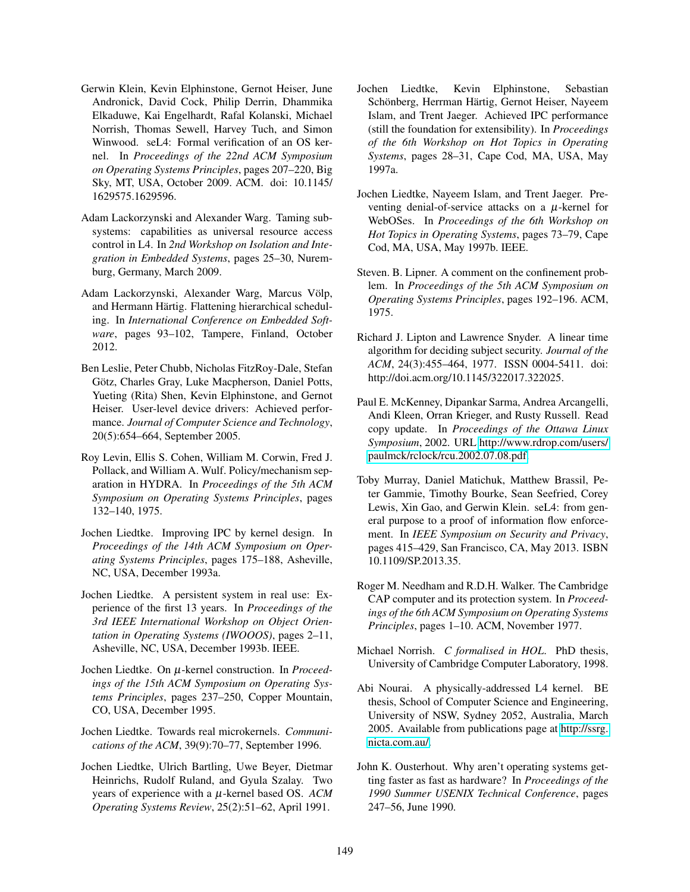Gerwin Klein, Kevin Elphinstone, Gernot Heiser, June Andronick, David Cock, Philip Derrin, Dhammika Elkaduwe, Kai Engelhardt, Rafal Kolanski, Michael Norrish, Thomas Sewell, Harvey Tuch, and Simon Winwood. seL4: Formal verification of an OS kernel. In *Proceedings of the 22nd ACM Symposium on Operating Systems Principles*, pages 207–220, Big Sky, MT, USA, October 2009. ACM. doi: 10.1145/1629575.1629596.

Adam Lackorzynski and Alexander Warg. Taming subsystems: capabilities as universal resource access control in L4. In *2nd Workshop on Isolation and Integration in Embedded Systems*, pages 25–30, Nuremburg, Germany, March 2009.

Adam Lackorzynski, Alexander Warg, Marcus Völp, and Hermann Härtig. Flattening hierarchical scheduling. In *International Conference on Embedded Software*, pages 93–102, Tampere, Finland, October 2012.

Ben Leslie, Peter Chubb, Nicholas FitzRoy-Dale, Stefan Götz, Charles Gray, Luke Macpherson, Daniel Potts, Yueting (Rita) Shen, Kevin Elphinstone, and Gernot Heiser. User-level device drivers: Achieved performance. *Journal of Computer Science and Technology*, 20(5):654–664, September 2005.

Roy Levin, Ellis S. Cohen, William M. Corwin, Fred J. Pollack, and William A. Wulf. Policy/mechanism separation in HYDRA. In *Proceedings of the 5th ACM Symposium on Operating Systems Principles*, pages 132–140, 1975.

Jochen Liedtke. Improving IPC by kernel design. In *Proceedings of the 14th ACM Symposium on Operating Systems Principles*, pages 175–188, Asheville, NC, USA, December 1993a.

Jochen Liedtke. A persistent system in real use: Experience of the first 13 years. In *Proceedings of the 3rd IEEE International Workshop on Object Orientation in Operating Systems (IWOOOS)*, pages 2–11, Asheville, NC, USA, December 1993b. IEEE.

Jochen Liedtke. On $\mu$-kernel construction. In *Proceedings of the 15th ACM Symposium on Operating Systems Principles*, pages 237–250, Copper Mountain, CO, USA, December 1995.

Jochen Liedtke. Towards real microkernels. *Communications of the ACM*, 39(9):70–77, September 1996.

Jochen Liedtke, Ulrich Bartling, Uwe Beyer, Dietmar Heinrichs, Rudolf Ruland, and Gyula Szalay. Two years of experience with a $\mu$-kernel based OS. *ACM Operating Systems Review*, 25(2):51–62, April 1991.

Jochen Liedtke, Kevin Elphinstone, Sebastian Schönberg, Herrman Härtig, Gernot Heiser, Nayeem Islam, and Trent Jaeger. Achieved IPC performance (still the foundation for extensibility). In *Proceedings of the 6th Workshop on Hot Topics in Operating Systems*, pages 28–31, Cape Cod, MA, USA, May 1997a.

Jochen Liedtke, Nayeem Islam, and Trent Jaeger. Preventing denial-of-service attacks on a $\mu$-kernel for WebOSes. In *Proceedings of the 6th Workshop on Hot Topics in Operating Systems*, pages 73–79, Cape Cod, MA, USA, May 1997b. IEEE.

Steven. B. Lipner. A comment on the confinement problem. In *Proceedings of the 5th ACM Symposium on Operating Systems Principles*, pages 192–196. ACM, 1975.

Richard J. Lipton and Lawrence Snyder. A linear time algorithm for deciding subject security. *Journal of the ACM*, 24(3):455–464, 1977. ISSN 0004-5411. doi: http://doi.acm.org/10.1145/322017.322025.

Paul E. McKenney, Dipankar Sarma, Andrea Arcangelli, Andi Kleen, Orran Krieger, and Rusty Russell. Read copy update. In *Proceedings of the Ottawa Linux Symposium*, 2002. URL http://www.rdrop.com/users/paulmck/rclock/rcu.2002.07.08.pdf.

Toby Murray, Daniel Matichuk, Matthew Brassil, Peter Gammie, Timothy Bourke, Sean Seefried, Corey Lewis, Xin Gao, and Gerwin Klein. seL4: from general purpose to a proof of information flow enforcement. In *IEEE Symposium on Security and Privacy*, pages 415–429, San Francisco, CA, May 2013. ISBN 10.1109/SP.2013.35.

Roger M. Needham and R.D.H. Walker. The Cambridge CAP computer and its protection system. In *Proceedings of the 6th ACM Symposium on Operating Systems Principles*, pages 1–10. ACM, November 1977.

Michael Norrish. *C formalised in HOL*. PhD thesis, University of Cambridge Computer Laboratory, 1998.

Abi Nourai. A physically-addressed L4 kernel. BE thesis, School of Computer Science and Engineering, University of NSW, Sydney 2052, Australia, March 2005. Available from publications page at http://ssrg.nicta.com.au/.

John K. Ousterhout. Why aren't operating systems getting faster as fast as hardware? In *Proceedings of the 1990 Summer USENIX Technical Conference*, pages 247–56, June 1990.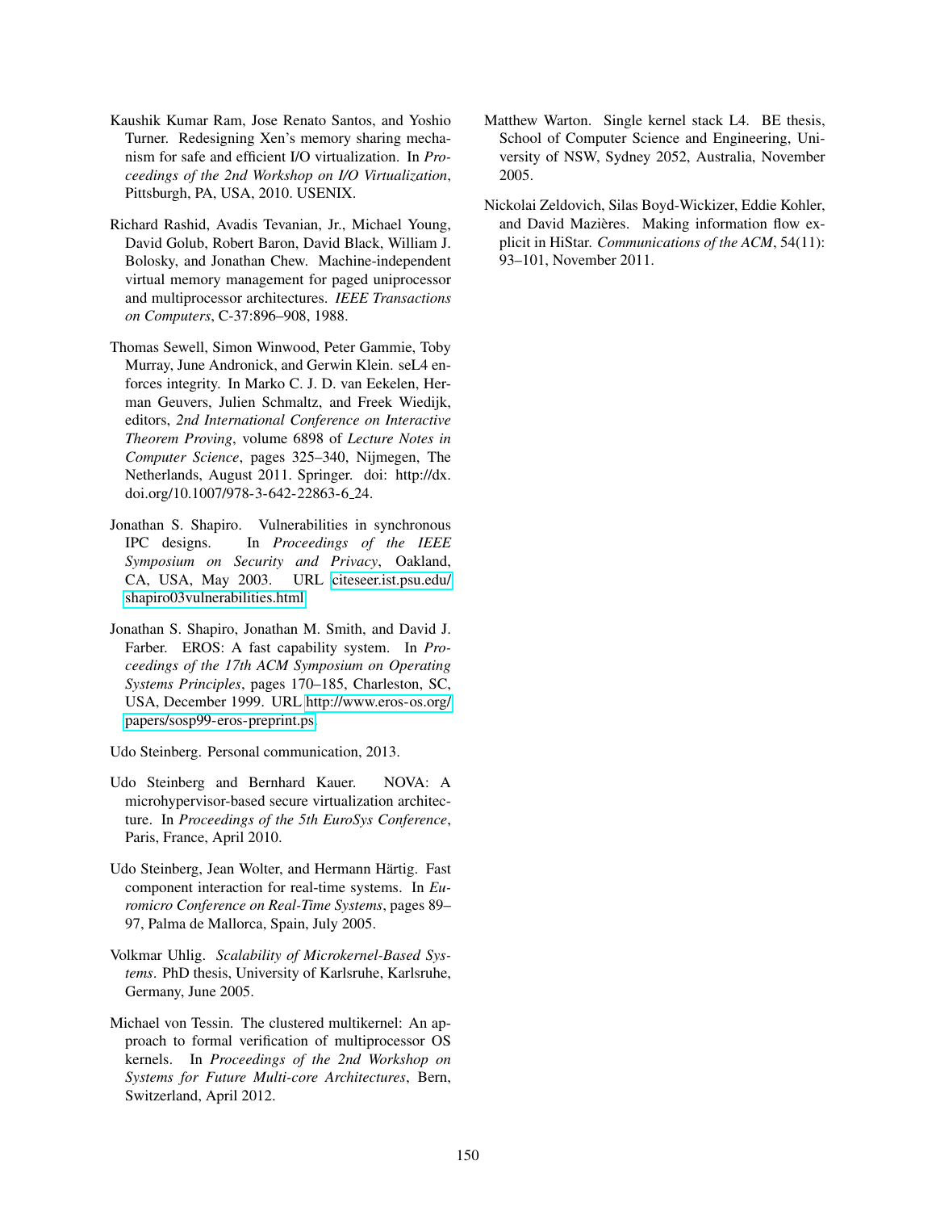Kaushik Kumar Ram, Jose Renato Santos, and Yoshio Turner. Redesigning Xen's memory sharing mechanism for safe and efficient I/O virtualization. In *Proceedings of the 2nd Workshop on I/O Virtualization*, Pittsburgh, PA, USA, 2010. USENIX.

Richard Rashid, Avadis Tevanian, Jr., Michael Young, David Golub, Robert Baron, David Black, William J. Bolosky, and Jonathan Chew. Machine-independent virtual memory management for paged uniprocessor and multiprocessor architectures. *IEEE Transactions on Computers*, C-37:896–908, 1988.

Thomas Sewell, Simon Winwood, Peter Gammie, Toby Murray, June Andronick, and Gerwin Klein. seL4 enforces integrity. In Marko C. J. D. van Eekelen, Herman Geuvers, Julien Schmaltz, and Freek Wiedijk, editors, *2nd International Conference on Interactive Theorem Proving*, volume 6898 of *Lecture Notes in Computer Science*, pages 325–340, Nijmegen, The Netherlands, August 2011. Springer. doi: http://dx.doi.org/10.1007/978-3-642-22863-6_24.

Jonathan S. Shapiro. Vulnerabilities in synchronous IPC designs. In *Proceedings of the IEEE Symposium on Security and Privacy*, Oakland, CA, USA, May 2003. URL citeseer.ist.psu.edu/shapiro03vulnerabilities.html.

Jonathan S. Shapiro, Jonathan M. Smith, and David J. Farber. EROS: A fast capability system. In *Proceedings of the 17th ACM Symposium on Operating Systems Principles*, pages 170–185, Charleston, SC, USA, December 1999. URL http://www.eros-os.org/papers/sosp99-eros-preprint.ps.

Udo Steinberg. Personal communication, 2013.

Udo Steinberg and Bernhard Kauer. NOVA: A microhypervisor-based secure virtualization architecture. In *Proceedings of the 5th EuroSys Conference*, Paris, France, April 2010.

Udo Steinberg, Jean Wolter, and Hermann Härtig. Fast component interaction for real-time systems. In *Euromicro Conference on Real-Time Systems*, pages 89–97, Palma de Mallorca, Spain, July 2005.

Volkmar Uhlig. *Scalability of Microkernel-Based Systems*. PhD thesis, University of Karlsruhe, Karlsruhe, Germany, June 2005.

Michael von Tessin. The clustered multikernel: An approach to formal verification of multiprocessor OS kernels. In *Proceedings of the 2nd Workshop on Systems for Future Multi-core Architectures*, Bern, Switzerland, April 2012.

Matthew Warton. Single kernel stack L4. BE thesis, School of Computer Science and Engineering, University of NSW, Sydney 2052, Australia, November 2005.

Nickolai Zeldovich, Silas Boyd-Wickizer, Eddie Kohler, and David Mazières. Making information flow explicit in HiStar. *Communications of the ACM*, 54(11): 93–101, November 2011.